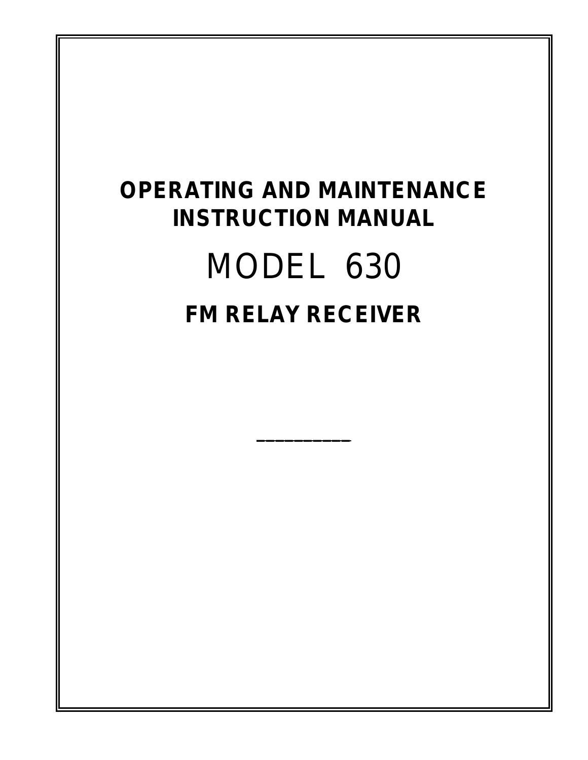# OPERATING AND MAINTENANCE INSTRUCTION MANUAL

# MODEL 630

## FM RELAY RECEIVER

__________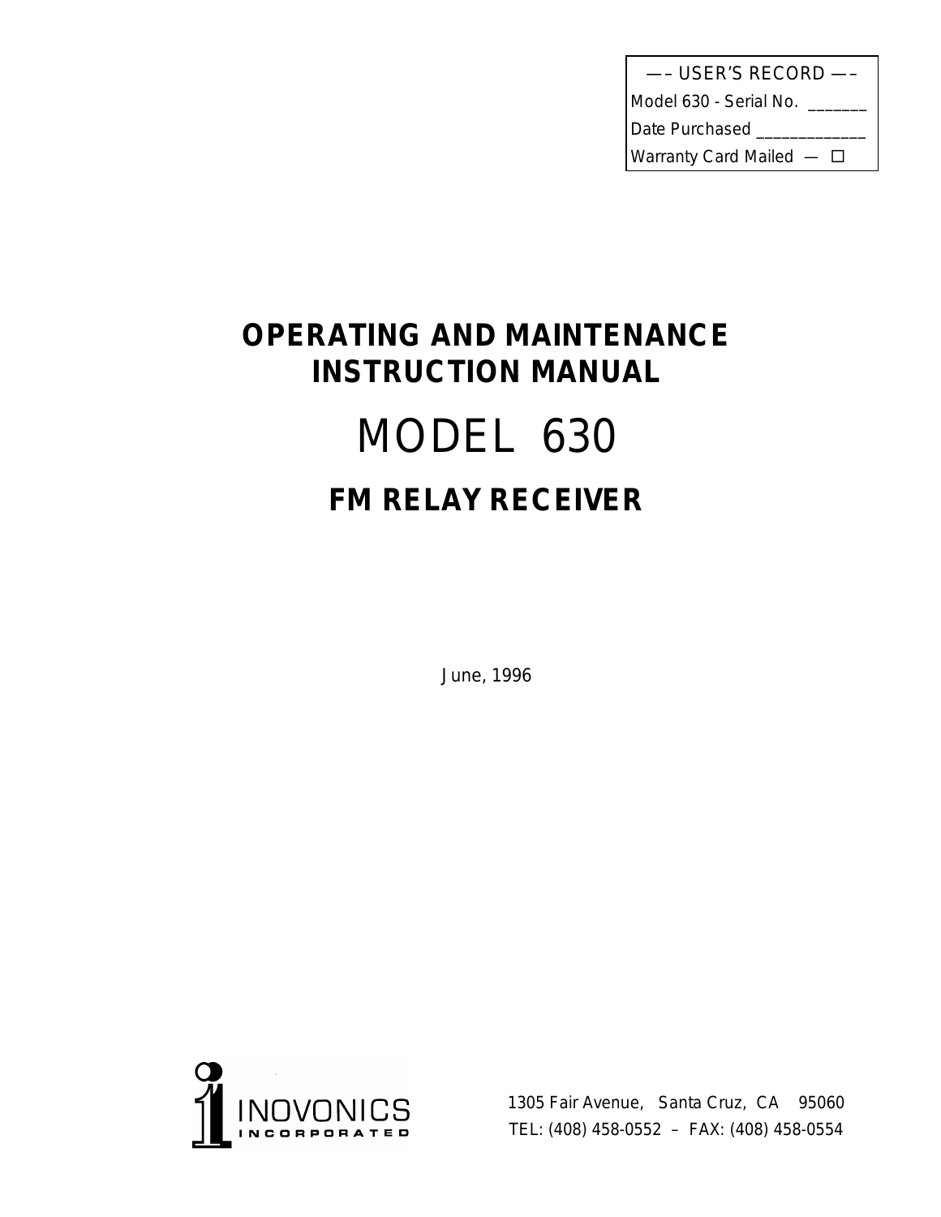| —– USER'S RECORD —– |
|---|
| Model 630 - Serial No. _______ |
| Date Purchased _____________ |
| Warranty Card Mailed — ☐ |

# OPERATING AND MAINTENANCE INSTRUCTION MANUAL

# MODEL 630

## FM RELAY RECEIVER

June, 1996

INOVONICS INCORPORATED

1305 Fair Avenue, Santa Cruz, CA 95060
TEL: (408) 458-0552 – FAX: (408) 458-0554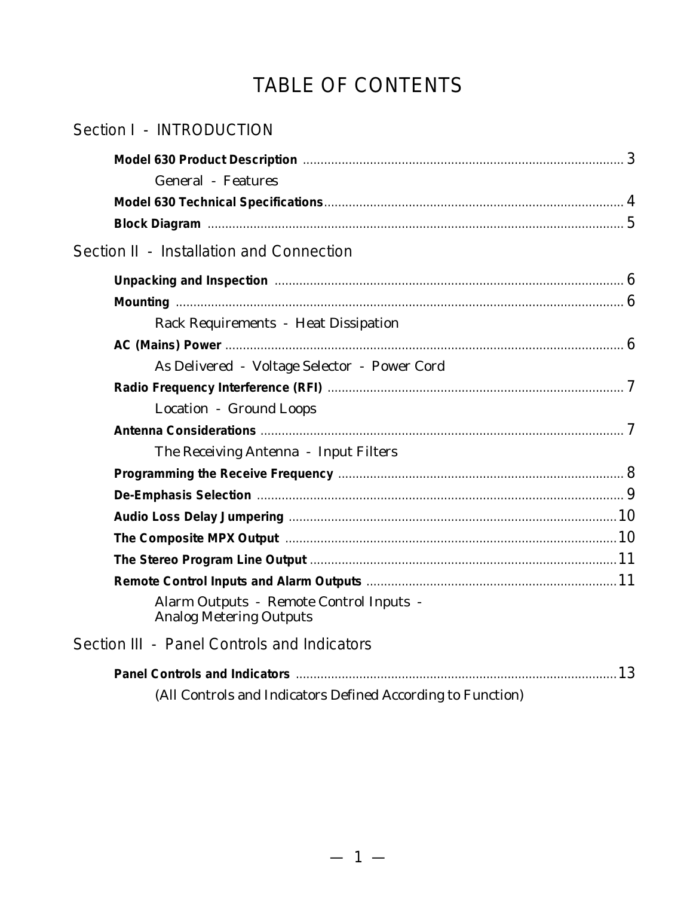# TABLE OF CONTENTS

## Section I - INTRODUCTION

**Model 630 Product Description** .......... 3

General - Features

**Model 630 Technical Specifications** .......... 4

**Block Diagram** .......... 5

## Section II - Installation and Connection

**Unpacking and Inspection** .......... 6

**Mounting** .......... 6

Rack Requirements - Heat Dissipation

**AC (Mains) Power** .......... 6

As Delivered - Voltage Selector - Power Cord

**Radio Frequency Interference (RFI)** .......... 7

Location - Ground Loops

**Antenna Considerations** .......... 7

The Receiving Antenna - Input Filters

**Programming the Receive Frequency** .......... 8

**De-Emphasis Selection** .......... 9

**Audio Loss Delay Jumpering** .......... 10

**The Composite MPX Output** .......... 10

**The Stereo Program Line Output** .......... 11

**Remote Control Inputs and Alarm Outputs** .......... 11

Alarm Outputs - Remote Control Inputs - Analog Metering Outputs

## Section III - Panel Controls and Indicators

**Panel Controls and Indicators** .......... 13

(All Controls and Indicators Defined According to Function)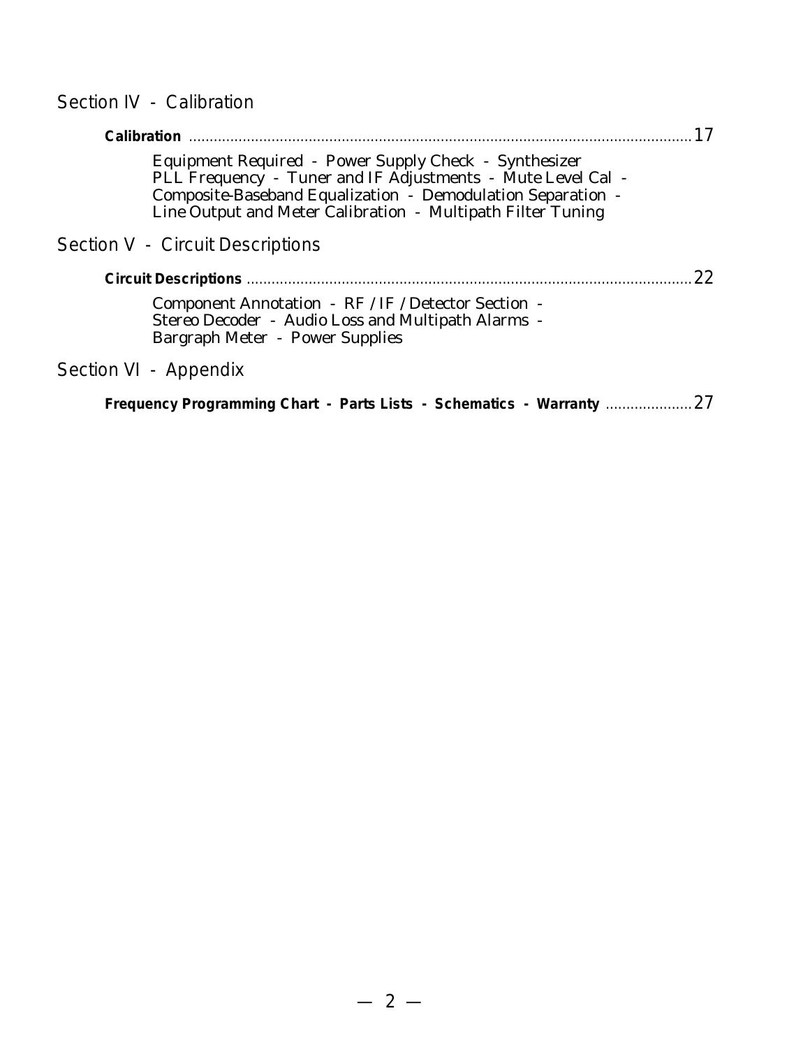## Section IV - Calibration

**Calibration** ........................................................................................................................ 17

Equipment Required - Power Supply Check - Synthesizer PLL Frequency - Tuner and IF Adjustments - Mute Level Cal - Composite-Baseband Equalization - Demodulation Separation - Line Output and Meter Calibration - Multipath Filter Tuning

## Section V - Circuit Descriptions

**Circuit Descriptions** .......................................................................................................... 22

Component Annotation - RF / IF / Detector Section - Stereo Decoder - Audio Loss and Multipath Alarms - Bargraph Meter - Power Supplies

## Section VI - Appendix

**Frequency Programming Chart - Parts Lists - Schematics - Warranty** .................... 27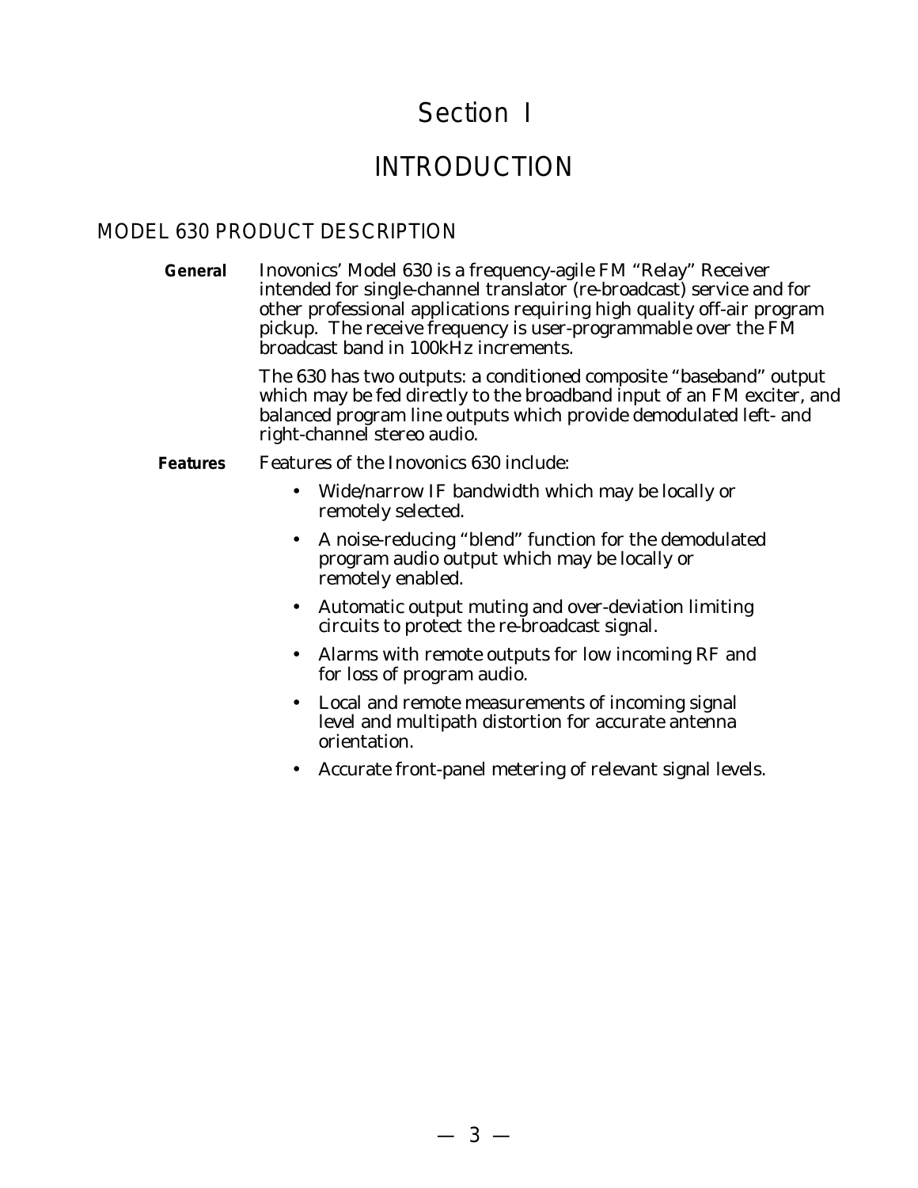# Section I

# INTRODUCTION

## MODEL 630 PRODUCT DESCRIPTION

**General** Inovonics' Model 630 is a frequency-agile FM "Relay" Receiver intended for single-channel translator (re-broadcast) service and for other professional applications requiring high quality off-air program pickup. The receive frequency is user-programmable over the FM broadcast band in 100kHz increments.

The 630 has two outputs: a conditioned composite "baseband" output which may be fed directly to the broadband input of an FM exciter, and balanced program line outputs which provide demodulated left- and right-channel stereo audio.

**Features** Features of the Inovonics 630 include:

- Wide/narrow IF bandwidth which may be locally or remotely selected.
- A noise-reducing "blend" function for the demodulated program audio output which may be locally or remotely enabled.
- Automatic output muting and over-deviation limiting circuits to protect the re-broadcast signal.
- Alarms with remote outputs for low incoming RF and for loss of program audio.
- Local and remote measurements of incoming signal level and multipath distortion for accurate antenna orientation.
- Accurate front-panel metering of relevant signal levels.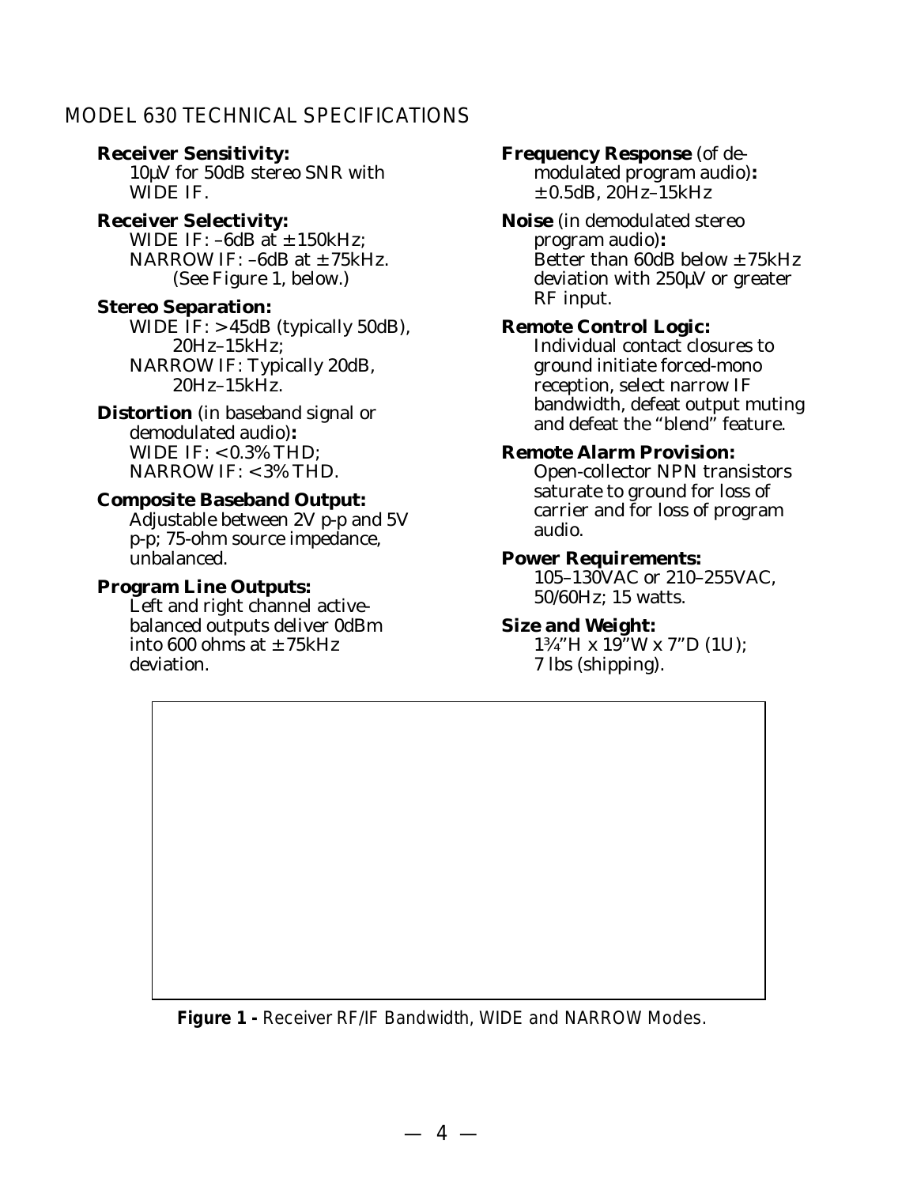## MODEL 630 TECHNICAL SPECIFICATIONS

**Receiver Sensitivity:**
10µV for 50dB stereo SNR with WIDE IF.

**Receiver Selectivity:**
WIDE IF: –6dB at ±150kHz;
NARROW IF: –6dB at ±75kHz.
(See Figure 1, below.)

**Stereo Separation:**
WIDE IF: >45dB (typically 50dB), 20Hz–15kHz;
NARROW IF: Typically 20dB, 20Hz–15kHz.

**Distortion** (in baseband signal or demodulated audio)**:**
WIDE IF: <0.3% THD;
NARROW IF: <3% THD.

**Composite Baseband Output:**
Adjustable between 2V p-p and 5V p-p; 75-ohm source impedance, unbalanced.

**Program Line Outputs:**
Left and right channel active-balanced outputs deliver 0dBm into 600 ohms at ±75kHz deviation.

**Frequency Response** (of demodulated program audio)**:**
±0.5dB, 20Hz–15kHz

**Noise** (in demodulated stereo program audio)**:**
Better than 60dB below ±75kHz deviation with 250µV or greater RF input.

**Remote Control Logic:**
Individual contact closures to ground initiate forced-mono reception, select narrow IF bandwidth, defeat output muting and defeat the "blend" feature.

**Remote Alarm Provision:**
Open-collector NPN transistors saturate to ground for loss of carrier and for loss of program audio.

**Power Requirements:**
105–130VAC or 210–255VAC, 50/60Hz; 15 watts.

**Size and Weight:**
1¾"H x 19"W x 7"D (1U);
7 lbs (shipping).

**Figure 1 -** Receiver RF/IF Bandwidth, WIDE and NARROW Modes.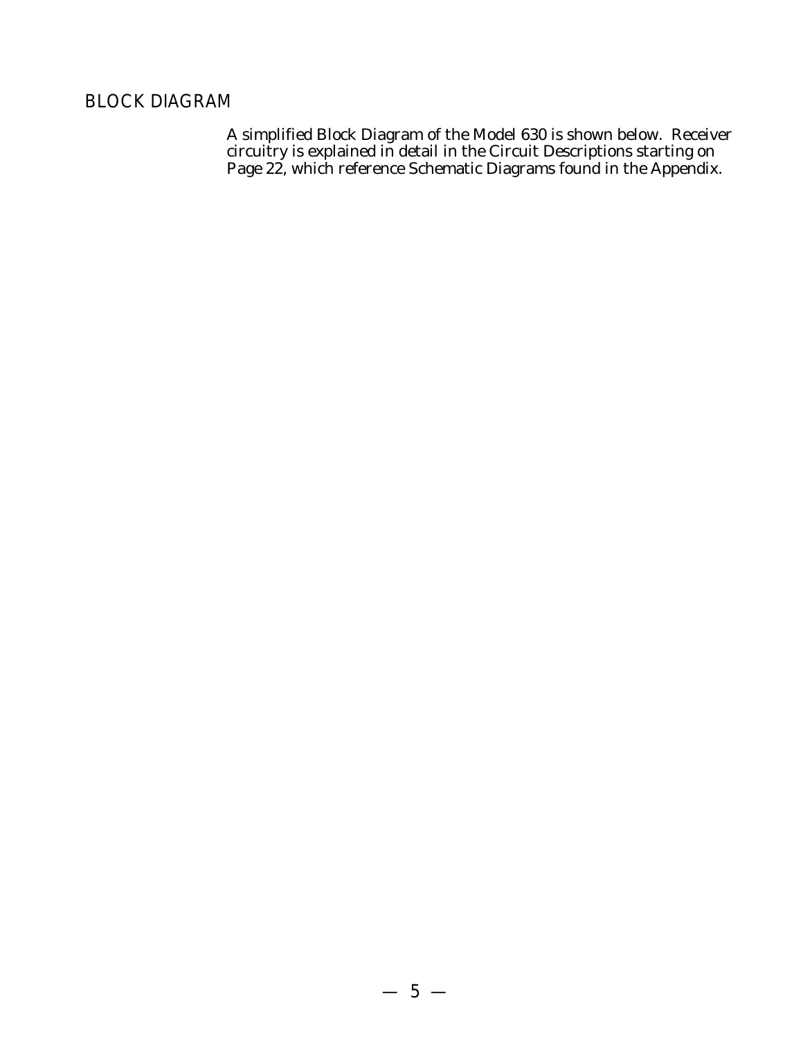## BLOCK DIAGRAM

A simplified Block Diagram of the Model 630 is shown below. Receiver circuitry is explained in detail in the Circuit Descriptions starting on Page 22, which reference Schematic Diagrams found in the Appendix.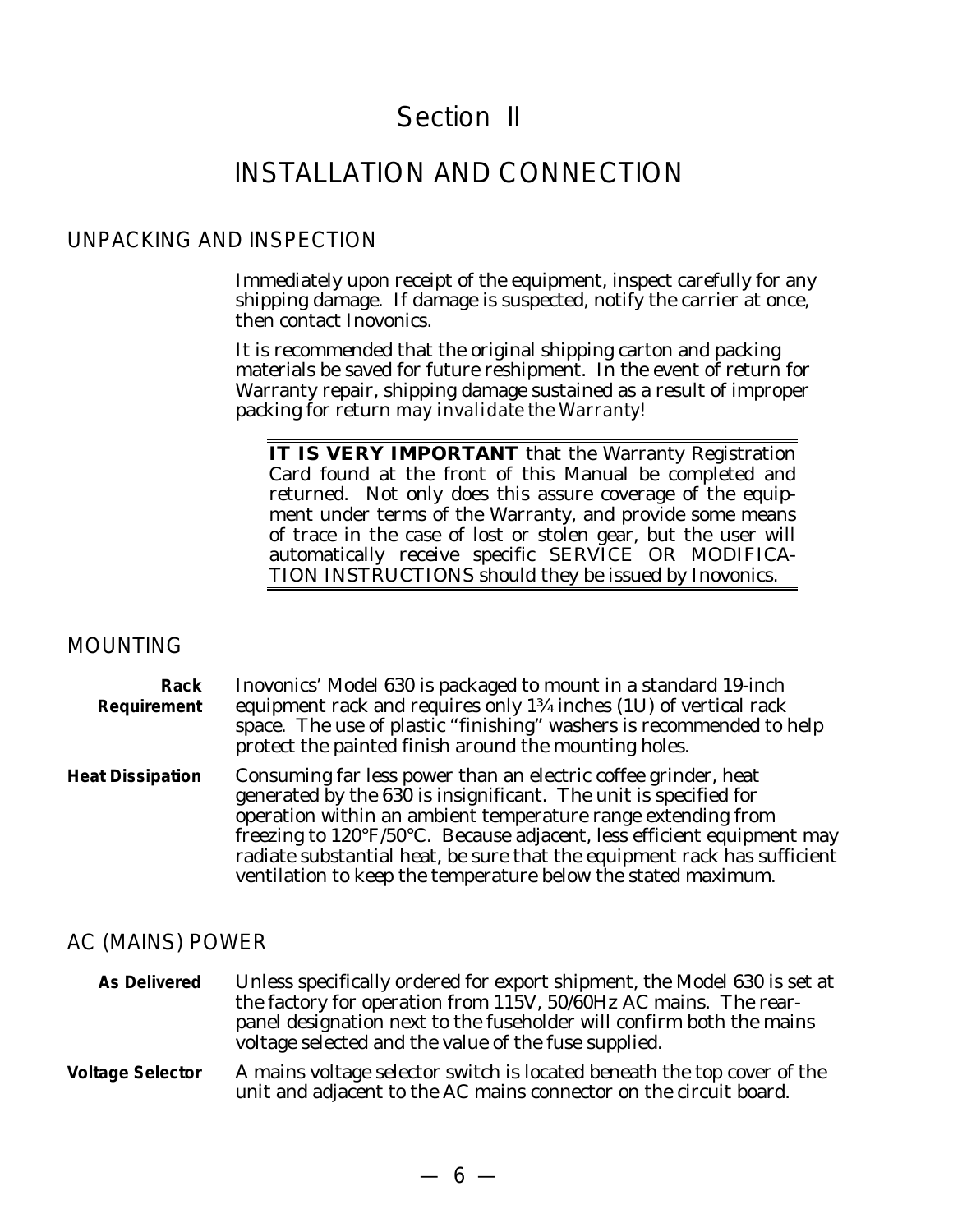# Section II

# INSTALLATION AND CONNECTION

## UNPACKING AND INSPECTION

Immediately upon receipt of the equipment, inspect carefully for any shipping damage. If damage is suspected, notify the carrier at once, then contact Inovonics.

It is recommended that the original shipping carton and packing materials be saved for future reshipment. In the event of return for Warranty repair, shipping damage sustained as a result of improper packing for return *may invalidate the Warranty!*

**IT IS VERY IMPORTANT** that the Warranty Registration Card found at the front of this Manual be completed and returned. Not only does this assure coverage of the equipment under terms of the Warranty, and provide some means of trace in the case of lost or stolen gear, but the user will automatically receive specific SERVICE OR MODIFICATION INSTRUCTIONS should they be issued by Inovonics.

## MOUNTING

**Rack Requirement** Inovonics' Model 630 is packaged to mount in a standard 19-inch equipment rack and requires only 1¾ inches (1U) of vertical rack space. The use of plastic "finishing" washers is recommended to help protect the painted finish around the mounting holes.

**Heat Dissipation** Consuming far less power than an electric coffee grinder, heat generated by the 630 is insignificant. The unit is specified for operation within an ambient temperature range extending from freezing to 120°F/50°C. Because adjacent, less efficient equipment may radiate substantial heat, be sure that the equipment rack has sufficient ventilation to keep the temperature below the stated maximum.

## AC (MAINS) POWER

**As Delivered** Unless specifically ordered for export shipment, the Model 630 is set at the factory for operation from 115V, 50/60Hz AC mains. The rear-panel designation next to the fuseholder will confirm both the mains voltage selected and the value of the fuse supplied.

**Voltage Selector** A mains voltage selector switch is located beneath the top cover of the unit and adjacent to the AC mains connector on the circuit board.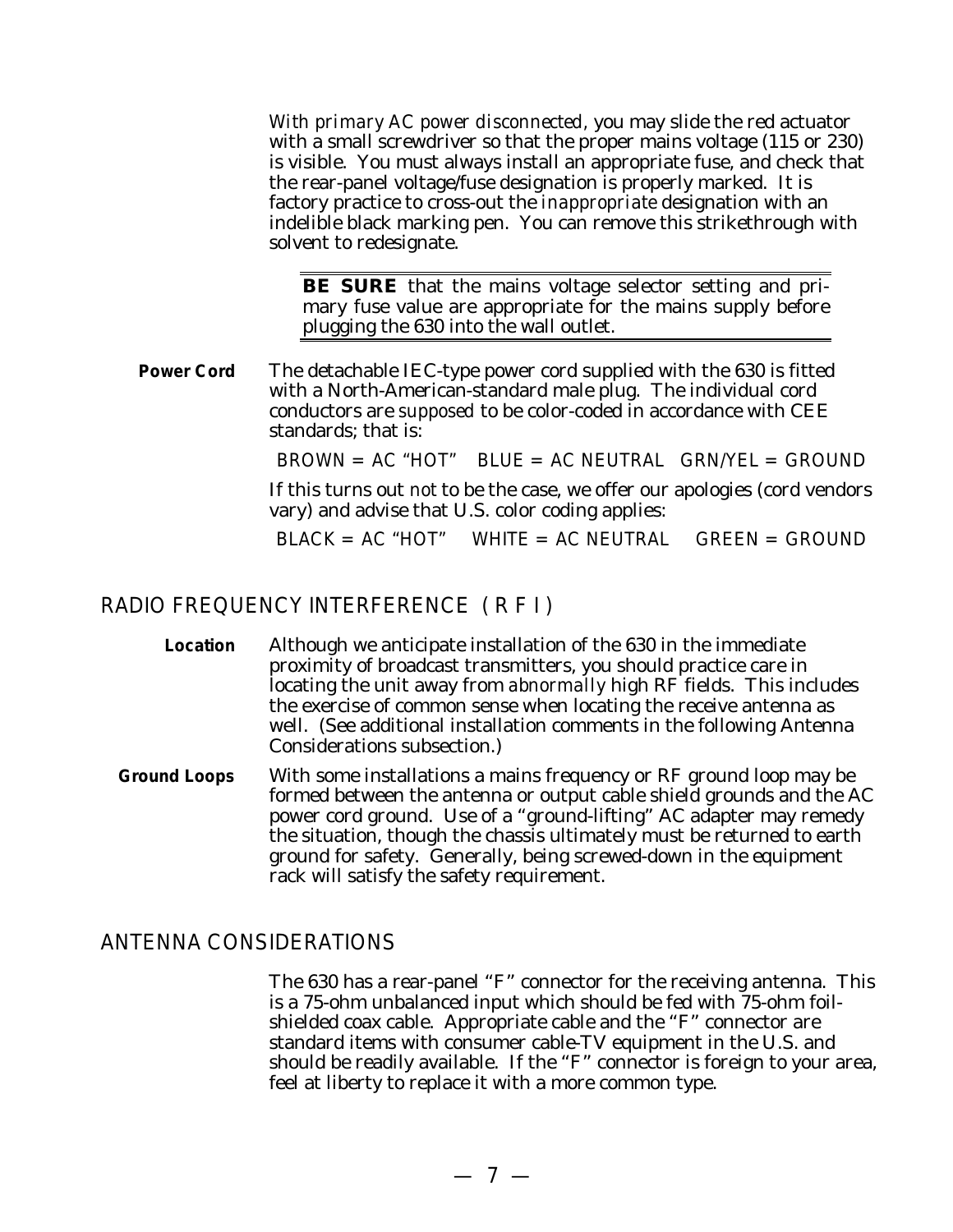*With primary AC power disconnected,* you may slide the red actuator with a small screwdriver so that the proper mains voltage (115 or 230) is visible. You must always install an appropriate fuse, and check that the rear-panel voltage/fuse designation is properly marked. It is factory practice to cross-out the *inappropriate* designation with an indelible black marking pen. You can remove this strikethrough with solvent to redesignate.

> **BE SURE** that the mains voltage selector setting and primary fuse value are appropriate for the mains supply before plugging the 630 into the wall outlet.

**Power Cord** The detachable IEC-type power cord supplied with the 630 is fitted with a North-American-standard male plug. The individual cord conductors are *supposed* to be color-coded in accordance with CEE standards; that is:

BROWN = AC "HOT"   BLUE = AC NEUTRAL   GRN/YEL = GROUND

If this turns out *not* to be the case, we offer our apologies (cord vendors vary) and advise that U.S. color coding applies:

BLACK = AC "HOT"   WHITE = AC NEUTRAL   GREEN = GROUND

## RADIO FREQUENCY INTERFERENCE (R F I)

**Location** Although we anticipate installation of the 630 in the immediate proximity of broadcast transmitters, you should practice care in locating the unit away from *abnormally* high RF fields. This includes the exercise of common sense when locating the receive antenna as well. (See additional installation comments in the following Antenna Considerations subsection.)

**Ground Loops** With some installations a mains frequency or RF ground loop may be formed between the antenna or output cable shield grounds and the AC power cord ground. Use of a "ground-lifting" AC adapter may remedy the situation, though the chassis ultimately must be returned to earth ground for safety. Generally, being screwed-down in the equipment rack will satisfy the safety requirement.

## ANTENNA CONSIDERATIONS

The 630 has a rear-panel "F" connector for the receiving antenna. This is a 75-ohm unbalanced input which should be fed with 75-ohm foil-shielded coax cable. Appropriate cable and the "F" connector are standard items with consumer cable-TV equipment in the U.S. and should be readily available. If the "F" connector is foreign to your area, feel at liberty to replace it with a more common type.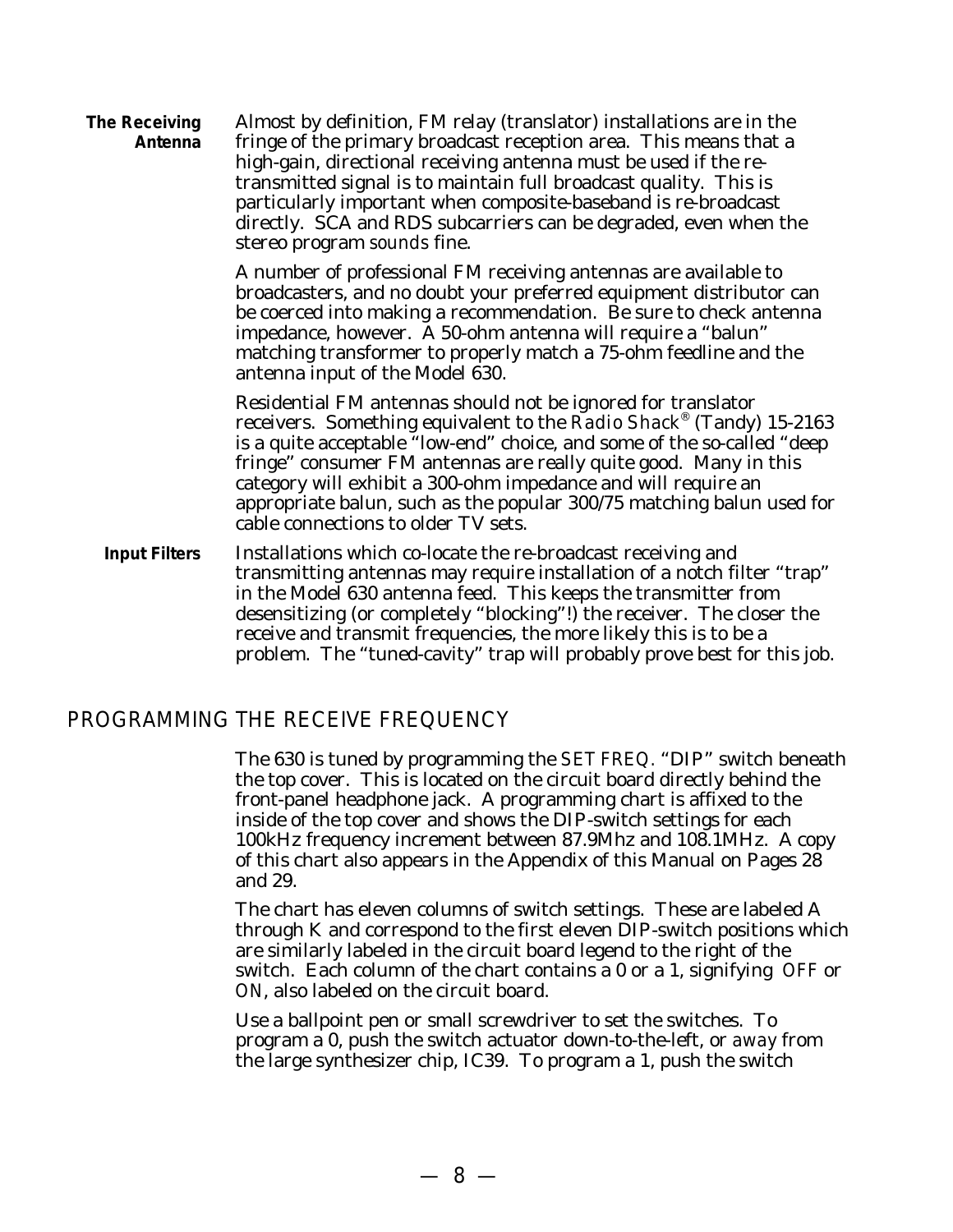**The Receiving Antenna**

Almost by definition, FM relay (translator) installations are in the fringe of the primary broadcast reception area. This means that a high-gain, directional receiving antenna must be used if the re-transmitted signal is to maintain full broadcast quality. This is particularly important when composite-baseband is re-broadcast directly. SCA and RDS subcarriers can be degraded, even when the stereo program *sounds* fine.

A number of professional FM receiving antennas are available to broadcasters, and no doubt your preferred equipment distributor can be coerced into making a recommendation. Be sure to check antenna impedance, however. A 50-ohm antenna will require a "balun" matching transformer to properly match a 75-ohm feedline and the antenna input of the Model 630.

Residential FM antennas should not be ignored for translator receivers. Something equivalent to the *Radio Shack®* (Tandy) 15-2163 is a quite acceptable "low-end" choice, and some of the so-called "deep fringe" consumer FM antennas are really quite good. Many in this category will exhibit a 300-ohm impedance and will require an appropriate balun, such as the popular 300/75 matching balun used for cable connections to older TV sets.

**Input Filters**

Installations which co-locate the re-broadcast receiving and transmitting antennas may require installation of a notch filter "trap" in the Model 630 antenna feed. This keeps the transmitter from desensitizing (or completely "blocking"!) the receiver. The closer the receive and transmit frequencies, the more likely this is to be a problem. The "tuned-cavity" trap will probably prove best for this job.

## PROGRAMMING THE RECEIVE FREQUENCY

The 630 is tuned by programming the *SET FREQ.* "DIP" switch beneath the top cover. This is located on the circuit board directly behind the front-panel headphone jack. A programming chart is affixed to the inside of the top cover and shows the DIP-switch settings for each 100kHz frequency increment between 87.9Mhz and 108.1MHz. A copy of this chart also appears in the Appendix of this Manual on Pages 28 and 29.

The chart has eleven columns of switch settings. These are labeled A through K and correspond to the first eleven DIP-switch positions which are similarly labeled in the circuit board legend to the right of the switch. Each column of the chart contains a 0 or a 1, signifying *OFF* or *ON*, also labeled on the circuit board.

Use a ballpoint pen or small screwdriver to set the switches. To program a 0, push the switch actuator down-to-the-left, or *away* from the large synthesizer chip, IC39. To program a 1, push the switch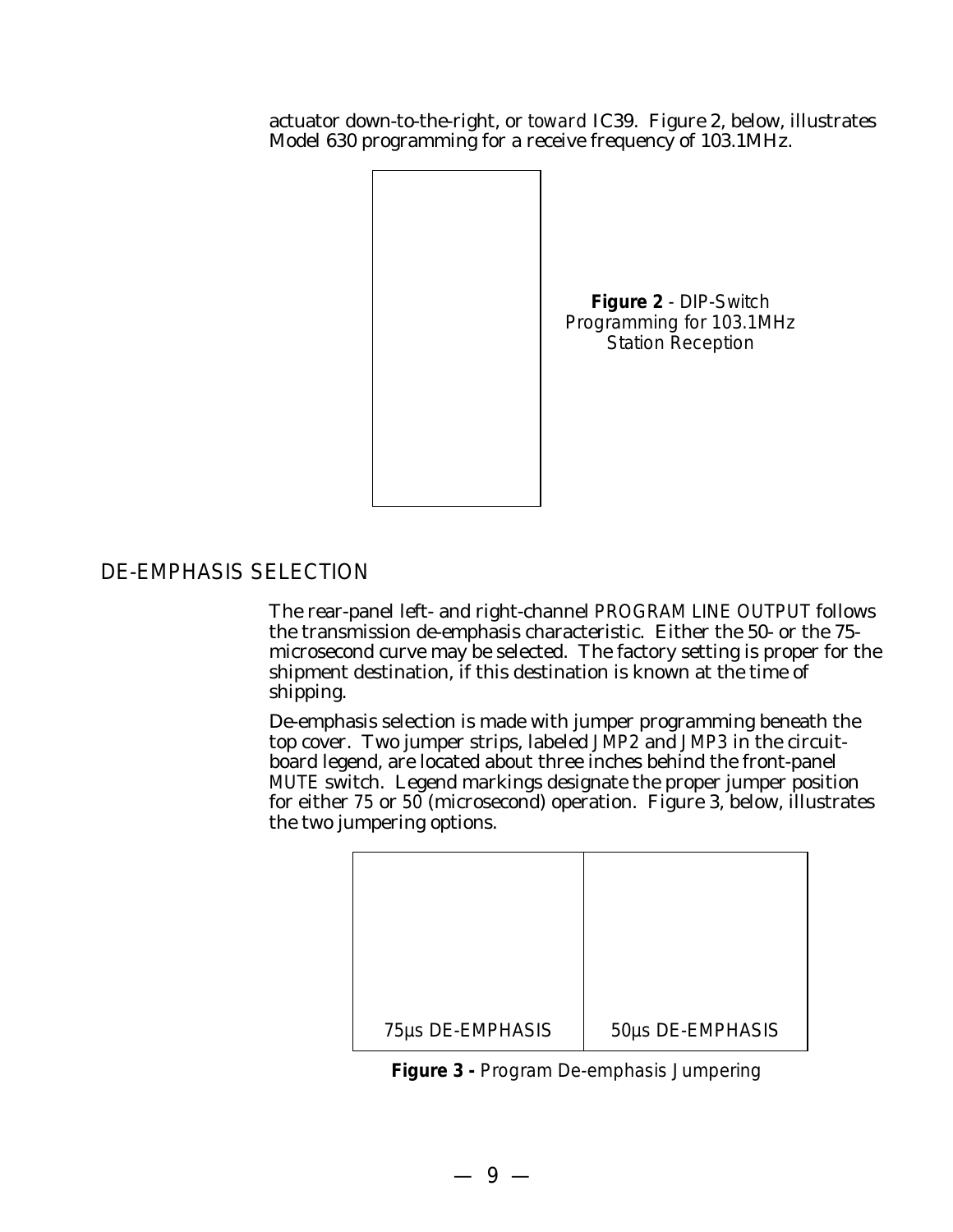actuator down-to-the-right, or *toward* IC39. Figure 2, below, illustrates Model 630 programming for a receive frequency of 103.1MHz.

**Figure 2** - *DIP-Switch Programming for 103.1MHz Station Reception*

## DE-EMPHASIS SELECTION

The rear-panel left- and right-channel *PROGRAM LINE OUTPUT* follows the transmission de-emphasis characteristic. Either the 50- or the 75-microsecond curve may be selected. The factory setting is proper for the shipment destination, if this destination is known at the time of shipping.

De-emphasis selection is made with jumper programming beneath the top cover. Two jumper strips, labeled *JMP2* and *JMP3* in the circuit-board legend, are located about three inches behind the front-panel *MUTE* switch. Legend markings designate the proper jumper position for either *75* or *50* (microsecond) operation. Figure 3, below, illustrates the two jumpering options.

75µs DE-EMPHASIS

50µs DE-EMPHASIS

**Figure 3 -** *Program De-emphasis Jumpering*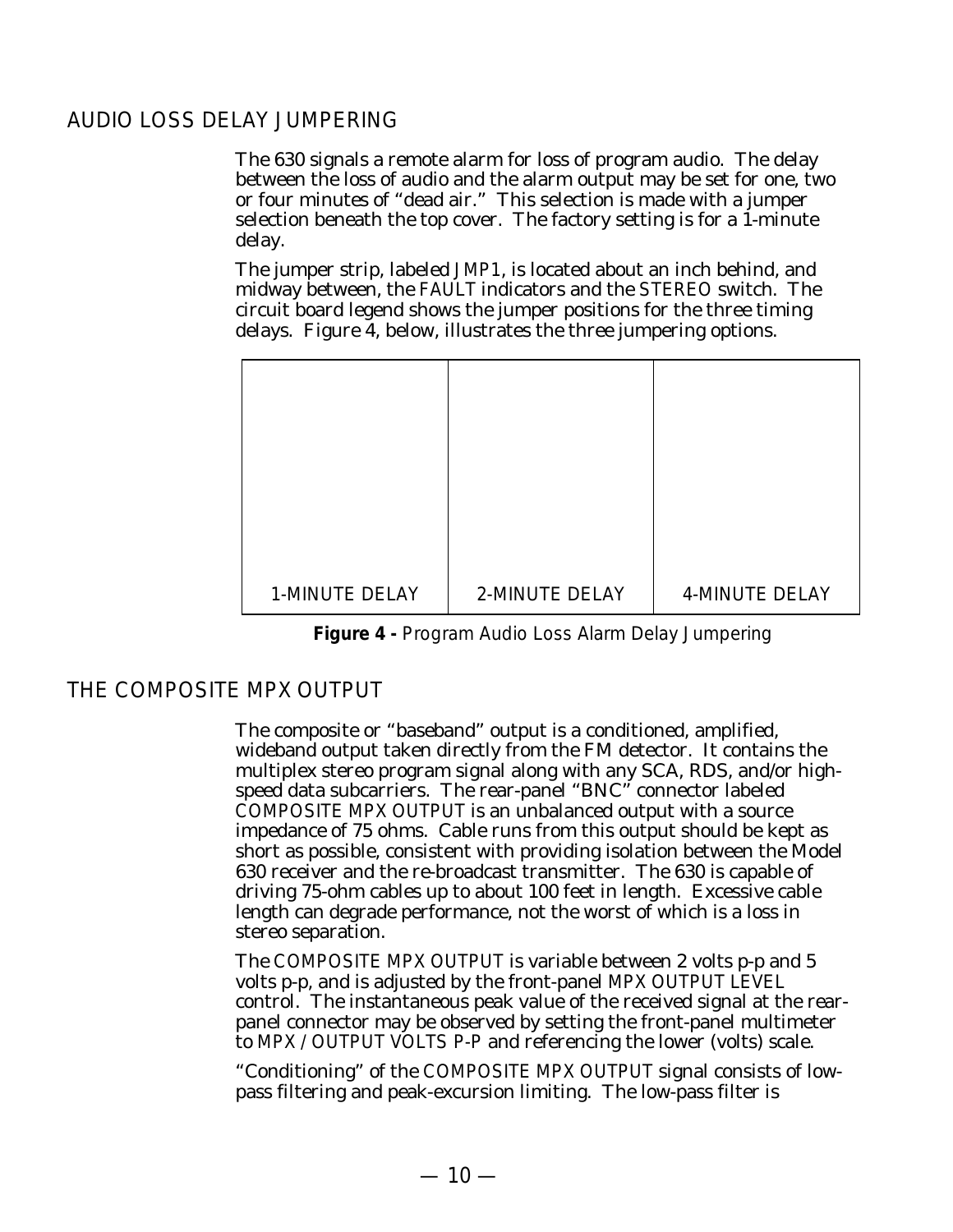## AUDIO LOSS DELAY JUMPERING

The 630 signals a remote alarm for loss of program audio. The delay between the loss of audio and the alarm output may be set for one, two or four minutes of "dead air." This selection is made with a jumper selection beneath the top cover. The factory setting is for a 1-minute delay.

The jumper strip, labeled *JMP1*, is located about an inch behind, and midway between, the *FAULT* indicators and the *STEREO* switch. The circuit board legend shows the jumper positions for the three timing delays. Figure 4, below, illustrates the three jumpering options.

| | | |
|---|---|---|
| 1-MINUTE DELAY | 2-MINUTE DELAY | 4-MINUTE DELAY |

**Figure 4 -** *Program Audio Loss Alarm Delay Jumpering*

## THE COMPOSITE MPX OUTPUT

The composite or "baseband" output is a conditioned, amplified, wideband output taken directly from the FM detector. It contains the multiplex stereo program signal along with any SCA, RDS, and/or high-speed data subcarriers. The rear-panel "BNC" connector labeled *COMPOSITE MPX OUTPUT* is an unbalanced output with a source impedance of 75 ohms. Cable runs from this output should be kept as short as possible, consistent with providing isolation between the Model 630 receiver and the re-broadcast transmitter. The 630 is capable of driving 75-ohm cables up to about 100 feet in length. Excessive cable length can degrade performance, not the worst of which is a loss in stereo separation.

The *COMPOSITE MPX OUTPUT* is variable between 2 volts p-p and 5 volts p-p, and is adjusted by the front-panel *MPX OUTPUT LEVEL* control. The instantaneous peak value of the received signal at the rear-panel connector may be observed by setting the front-panel multimeter to *MPX / OUTPUT VOLTS P-P* and referencing the lower (volts) scale.

"Conditioning" of the *COMPOSITE MPX OUTPUT* signal consists of low-pass filtering and peak-excursion limiting. The low-pass filter is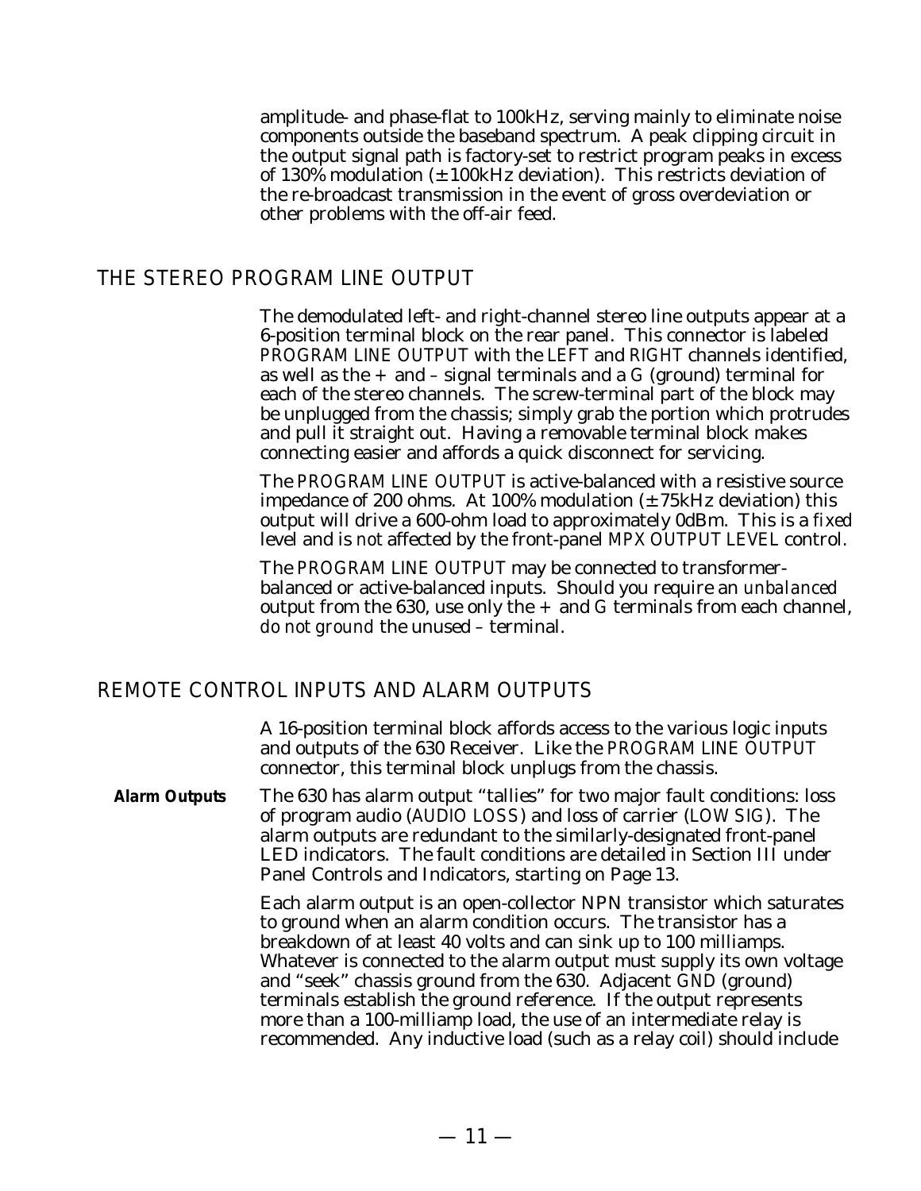amplitude- and phase-flat to 100kHz, serving mainly to eliminate noise components outside the baseband spectrum. A peak clipping circuit in the output signal path is factory-set to restrict program peaks in excess of 130% modulation (±100kHz deviation). This restricts deviation of the re-broadcast transmission in the event of gross overdeviation or other problems with the off-air feed.

## THE STEREO PROGRAM LINE OUTPUT

The demodulated left- and right-channel stereo line outputs appear at a 6-position terminal block on the rear panel. This connector is labeled *PROGRAM LINE OUTPUT* with the *LEFT* and *RIGHT* channels identified, as well as the + and – signal terminals and a *G* (ground) terminal for each of the stereo channels. The screw-terminal part of the block may be unplugged from the chassis; simply grab the portion which protrudes and pull it straight out. Having a removable terminal block makes connecting easier and affords a quick disconnect for servicing.

The *PROGRAM LINE OUTPUT* is active-balanced with a resistive source impedance of 200 ohms. At 100% modulation (±75kHz deviation) this output will drive a 600-ohm load to approximately 0dBm. This is a *fixed* level and is *not* affected by the front-panel *MPX OUTPUT LEVEL* control.

The *PROGRAM LINE OUTPUT* may be connected to transformer-balanced or active-balanced inputs. Should you require an *unbalanced* output from the 630, use only the + and *G* terminals from each channel, *do not ground* the unused – terminal.

## REMOTE CONTROL INPUTS AND ALARM OUTPUTS

A 16-position terminal block affords access to the various logic inputs and outputs of the 630 Receiver. Like the *PROGRAM LINE OUTPUT* connector, this terminal block unplugs from the chassis.

**Alarm Outputs**

The 630 has alarm output "tallies" for two major fault conditions: loss of program audio (*AUDIO LOSS*) and loss of carrier (*LOW SIG*). The alarm outputs are redundant to the similarly-designated front-panel LED indicators. The fault conditions are detailed in Section III under Panel Controls and Indicators, starting on Page 13.

Each alarm output is an open-collector NPN transistor which saturates to ground when an alarm condition occurs. The transistor has a breakdown of at least 40 volts and can sink up to 100 milliamps. Whatever is connected to the alarm output must supply its own voltage and "seek" chassis ground from the 630. Adjacent *GND* (ground) terminals establish the ground reference. If the output represents more than a 100-milliamp load, the use of an intermediate relay is recommended. Any inductive load (such as a relay coil) should include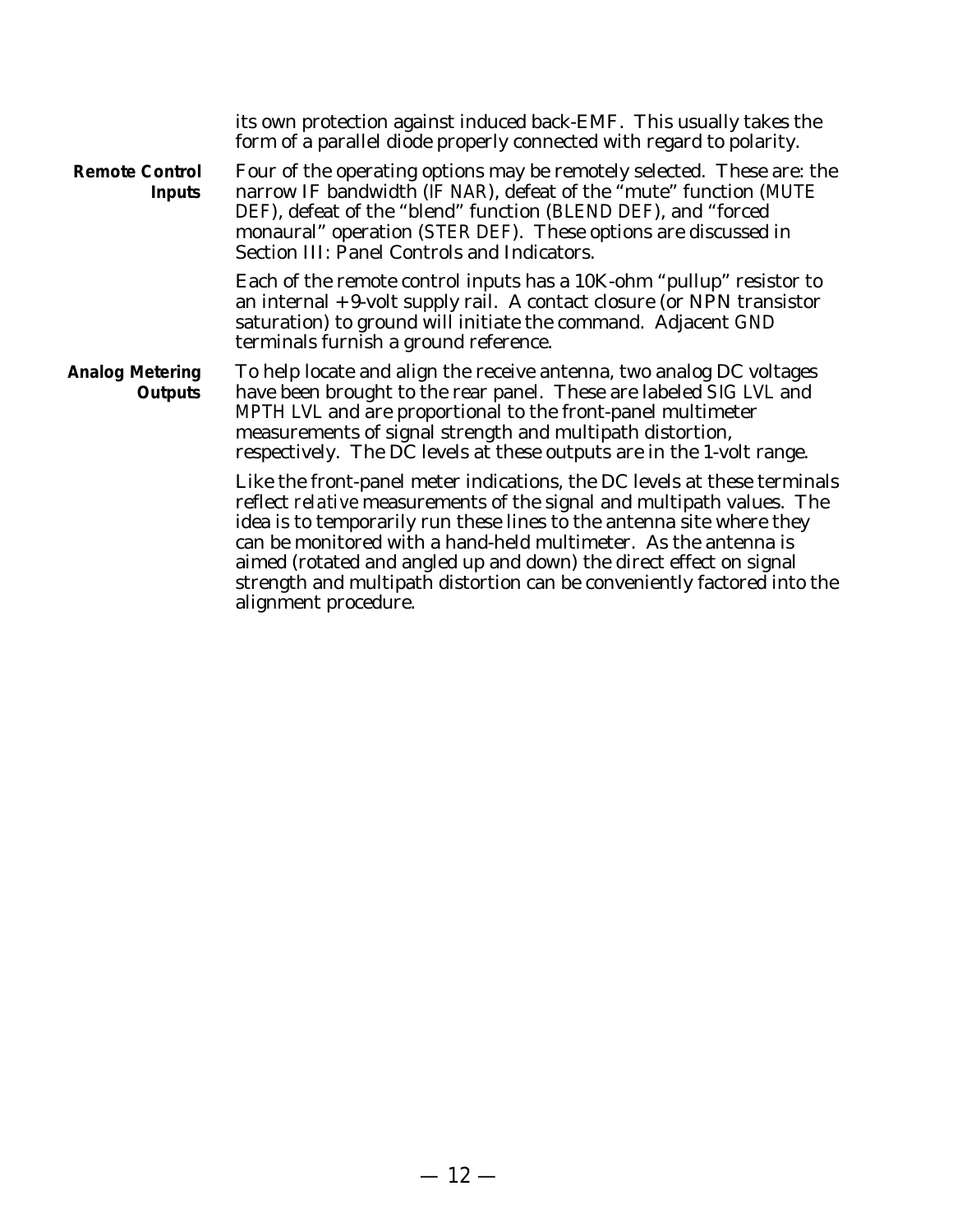its own protection against induced back-EMF. This usually takes the form of a parallel diode properly connected with regard to polarity.

**Remote Control Inputs**

Four of the operating options may be remotely selected. These are: the narrow IF bandwidth (*IF NAR*), defeat of the "mute" function (*MUTE DEF*), defeat of the "blend" function (*BLEND DEF*), and "forced monaural" operation (*STER DEF*). These options are discussed in Section III: Panel Controls and Indicators.

Each of the remote control inputs has a 10K-ohm "pullup" resistor to an internal +9-volt supply rail. A contact closure (or NPN transistor saturation) to ground will initiate the command. Adjacent *GND* terminals furnish a ground reference.

**Analog Metering Outputs**

To help locate and align the receive antenna, two analog DC voltages have been brought to the rear panel. These are labeled *SIG LVL* and *MPTH LVL* and are proportional to the front-panel multimeter measurements of signal strength and multipath distortion, respectively. The DC levels at these outputs are in the 1-volt range.

Like the front-panel meter indications, the DC levels at these terminals reflect *relative* measurements of the signal and multipath values. The idea is to temporarily run these lines to the antenna site where they can be monitored with a hand-held multimeter. As the antenna is aimed (rotated and angled up and down) the direct effect on signal strength and multipath distortion can be conveniently factored into the alignment procedure.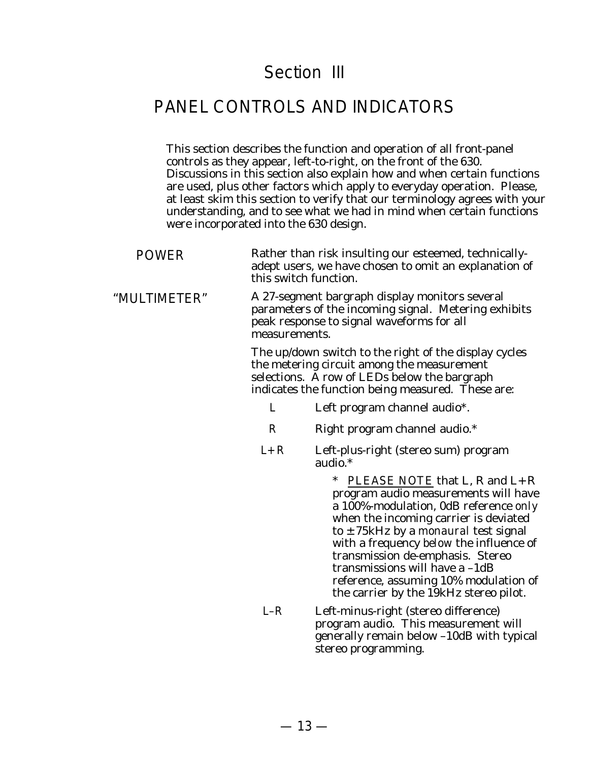# Section III

## PANEL CONTROLS AND INDICATORS

This section describes the function and operation of all front-panel controls as they appear, left-to-right, on the front of the 630. Discussions in this section also explain how and when certain functions are used, plus other factors which apply to everyday operation. Please, at least skim this section to verify that our terminology agrees with your understanding, and to see what we had in mind when certain functions were incorporated into the 630 design.

**POWER** Rather than risk insulting our esteemed, technically-adept users, we have chosen to omit an explanation of this switch function.

**"MULTIMETER"** A 27-segment bargraph display monitors several parameters of the incoming signal. Metering exhibits peak response to signal waveforms for all measurements.

The up/down switch to the right of the display cycles the metering circuit among the measurement selections. A row of LEDs below the bargraph indicates the function being measured. These are:

- *L* — Left program channel audio*.
- *R* — Right program channel audio.*
- *L+R* — Left-plus-right (stereo sum) program audio.*

  \* <u>*PLEASE NOTE*</u> that L, R and L+R program audio measurements will have a 100%-modulation, 0dB reference *only* when the incoming carrier is deviated to ±75kHz by a *monaural* test signal with a frequency *below* the influence of transmission de-emphasis. Stereo transmissions will have a –1dB reference, assuming 10% modulation of the carrier by the 19kHz stereo pilot.

- *L–R* — Left-minus-right (stereo difference) program audio. This measurement will generally remain below –10dB with typical stereo programming.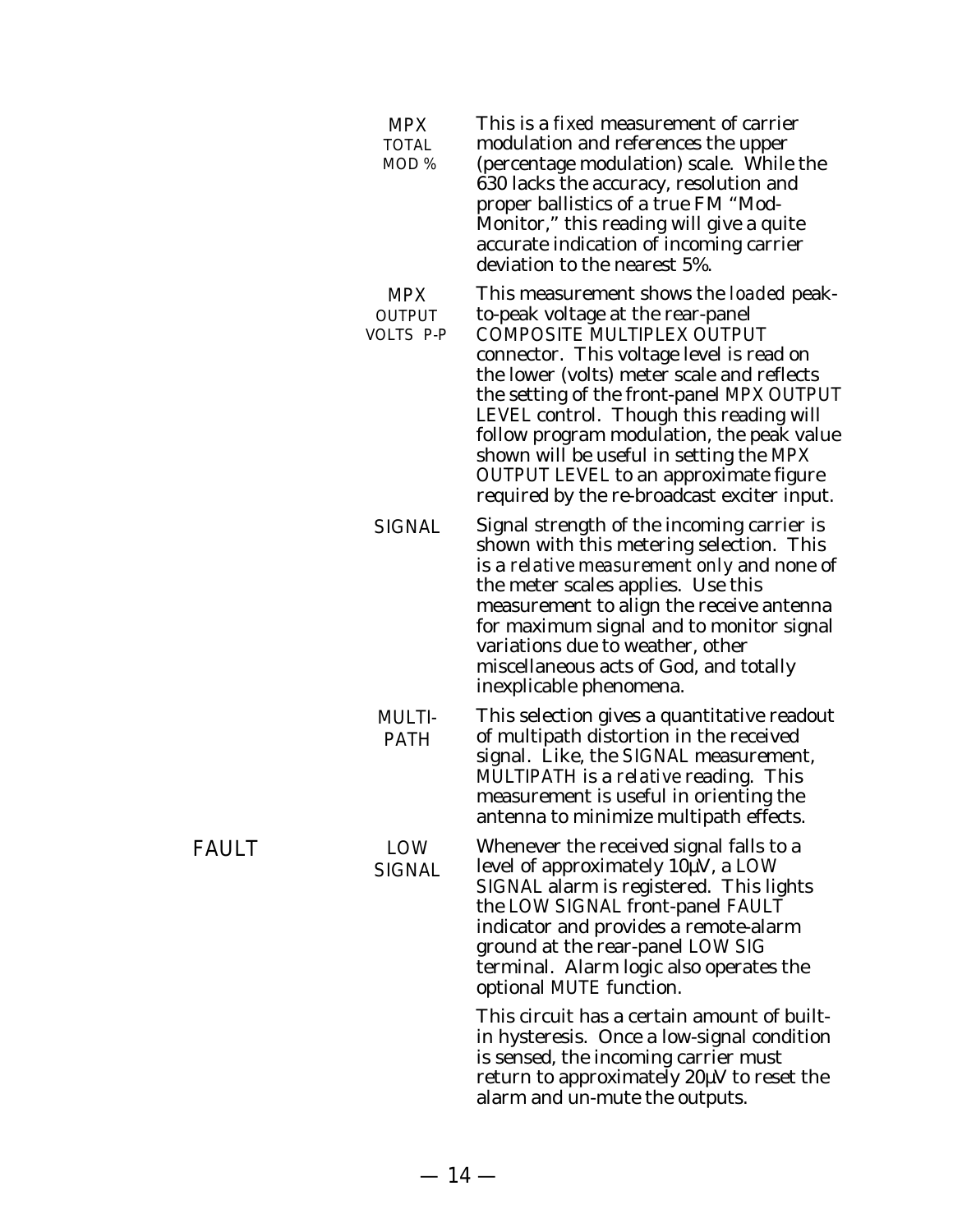**MPX TOTAL MOD %** — This is a fixed measurement of carrier modulation and references the upper (percentage modulation) scale. While the 630 lacks the accuracy, resolution and proper ballistics of a true FM "Mod-Monitor," this reading will give a quite accurate indication of incoming carrier deviation to the nearest 5%.

**MPX OUTPUT VOLTS P-P** — This measurement shows the *loaded* peak-to-peak voltage at the rear-panel COMPOSITE MULTIPLEX OUTPUT connector. This voltage level is read on the lower (volts) meter scale and reflects the setting of the front-panel MPX OUTPUT LEVEL control. Though this reading will follow program modulation, the peak value shown will be useful in setting the MPX OUTPUT LEVEL to an approximate figure required by the re-broadcast exciter input.

**SIGNAL** — Signal strength of the incoming carrier is shown with this metering selection. This is a *relative measurement only* and none of the meter scales applies. Use this measurement to align the receive antenna for maximum signal and to monitor signal variations due to weather, other miscellaneous acts of God, and totally inexplicable phenomena.

**MULTI-PATH** — This selection gives a quantitative readout of multipath distortion in the received signal. Like, the SIGNAL measurement, MULTIPATH is a *relative* reading. This measurement is useful in orienting the antenna to minimize multipath effects.

## FAULT

**LOW SIGNAL** — Whenever the received signal falls to a level of approximately 10µV, a LOW SIGNAL alarm is registered. This lights the LOW SIGNAL front-panel FAULT indicator and provides a remote-alarm ground at the rear-panel LOW SIG terminal. Alarm logic also operates the optional MUTE function.

This circuit has a certain amount of built-in hysteresis. Once a low-signal condition is sensed, the incoming carrier must return to approximately 20µV to reset the alarm and un-mute the outputs.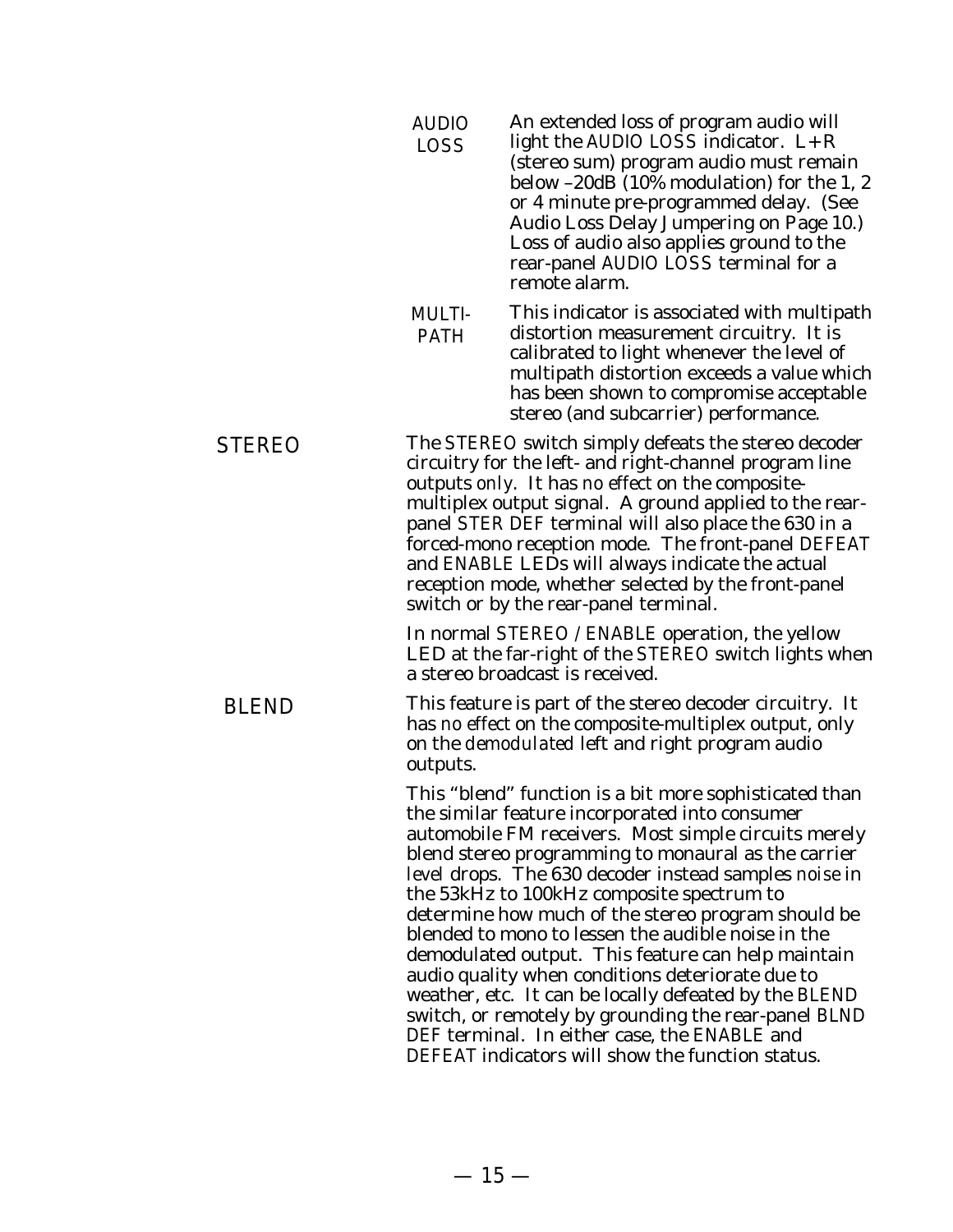**AUDIO LOSS** An extended loss of program audio will light the *AUDIO LOSS* indicator. L+R (stereo sum) program audio must remain below –20dB (10% modulation) for the 1, 2 or 4 minute pre-programmed delay. (See Audio Loss Delay Jumpering on Page 10.) Loss of audio also applies ground to the rear-panel *AUDIO LOSS* terminal for a remote alarm.

**MULTI-PATH** This indicator is associated with multipath distortion measurement circuitry. It is calibrated to light whenever the level of multipath distortion exceeds a value which has been shown to compromise acceptable stereo (and subcarrier) performance.

## STEREO

The *STEREO* switch simply defeats the stereo decoder circuitry for the left- and right-channel program line outputs *only*. It has *no effect* on the composite-multiplex output signal. A ground applied to the rear-panel *STER DEF* terminal will also place the 630 in a forced-mono reception mode. The front-panel *DEFEAT* and *ENABLE* LEDs will always indicate the actual reception mode, whether selected by the front-panel switch or by the rear-panel terminal.

In normal *STEREO / ENABLE* operation, the yellow LED at the far-right of the *STEREO* switch lights when a stereo broadcast is received.

## BLEND

This feature is part of the stereo decoder circuitry. It has *no effect* on the composite-multiplex output, only on the *demodulated* left and right program audio outputs.

This "blend" function is a bit more sophisticated than the similar feature incorporated into consumer automobile FM receivers. Most simple circuits merely blend stereo programming to monaural as the carrier *level* drops. The 630 decoder instead samples *noise* in the 53kHz to 100kHz composite spectrum to determine how much of the stereo program should be blended to mono to lessen the audible noise in the demodulated output. This feature can help maintain audio quality when conditions deteriorate due to weather, etc. It can be locally defeated by the *BLEND* switch, or remotely by grounding the rear-panel *BLND DEF* terminal. In either case, the *ENABLE* and *DEFEAT* indicators will show the function status.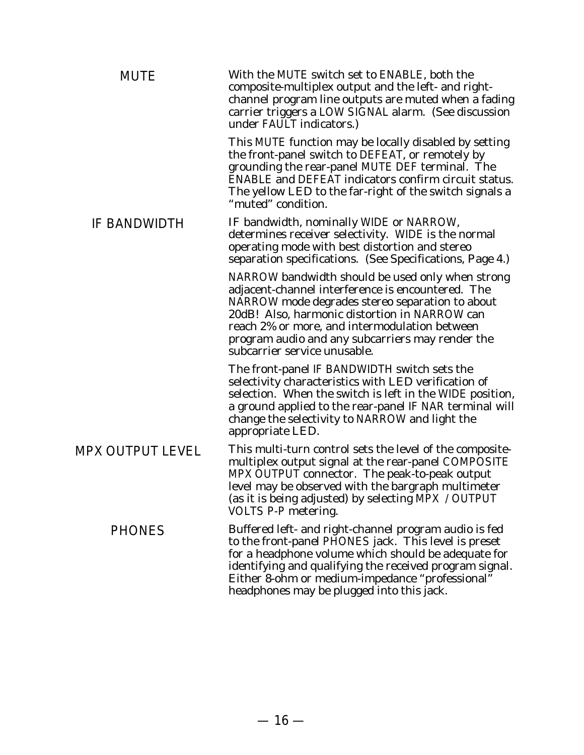**MUTE**

With the MUTE switch set to ENABLE, both the composite-multiplex output and the left- and right-channel program line outputs are muted when a fading carrier triggers a LOW SIGNAL alarm. (See discussion under FAULT indicators.)

This MUTE function may be locally disabled by setting the front-panel switch to DEFEAT, or remotely by grounding the rear-panel MUTE DEF terminal. The ENABLE and DEFEAT indicators confirm circuit status. The yellow LED to the far-right of the switch signals a "muted" condition.

**IF BANDWIDTH**

IF bandwidth, nominally WIDE or NARROW, determines receiver selectivity. WIDE is the normal operating mode with best distortion and stereo separation specifications. (See Specifications, Page 4.)

NARROW bandwidth should be used only when strong adjacent-channel interference is encountered. The NARROW mode degrades stereo separation to about 20dB! Also, harmonic distortion in NARROW can reach 2% or more, and intermodulation between program audio and any subcarriers may render the subcarrier service unusable.

The front-panel IF BANDWIDTH switch sets the selectivity characteristics with LED verification of selection. When the switch is left in the WIDE position, a ground applied to the rear-panel IF NAR terminal will change the selectivity to NARROW and light the appropriate LED.

**MPX OUTPUT LEVEL**

This multi-turn control sets the level of the composite-multiplex output signal at the rear-panel COMPOSITE MPX OUTPUT connector. The peak-to-peak output level may be observed with the bargraph multimeter (as it is being adjusted) by selecting MPX / OUTPUT VOLTS P-P metering.

**PHONES**

Buffered left- and right-channel program audio is fed to the front-panel PHONES jack. This level is preset for a headphone volume which should be adequate for identifying and qualifying the received program signal. Either 8-ohm or medium-impedance "professional" headphones may be plugged into this jack.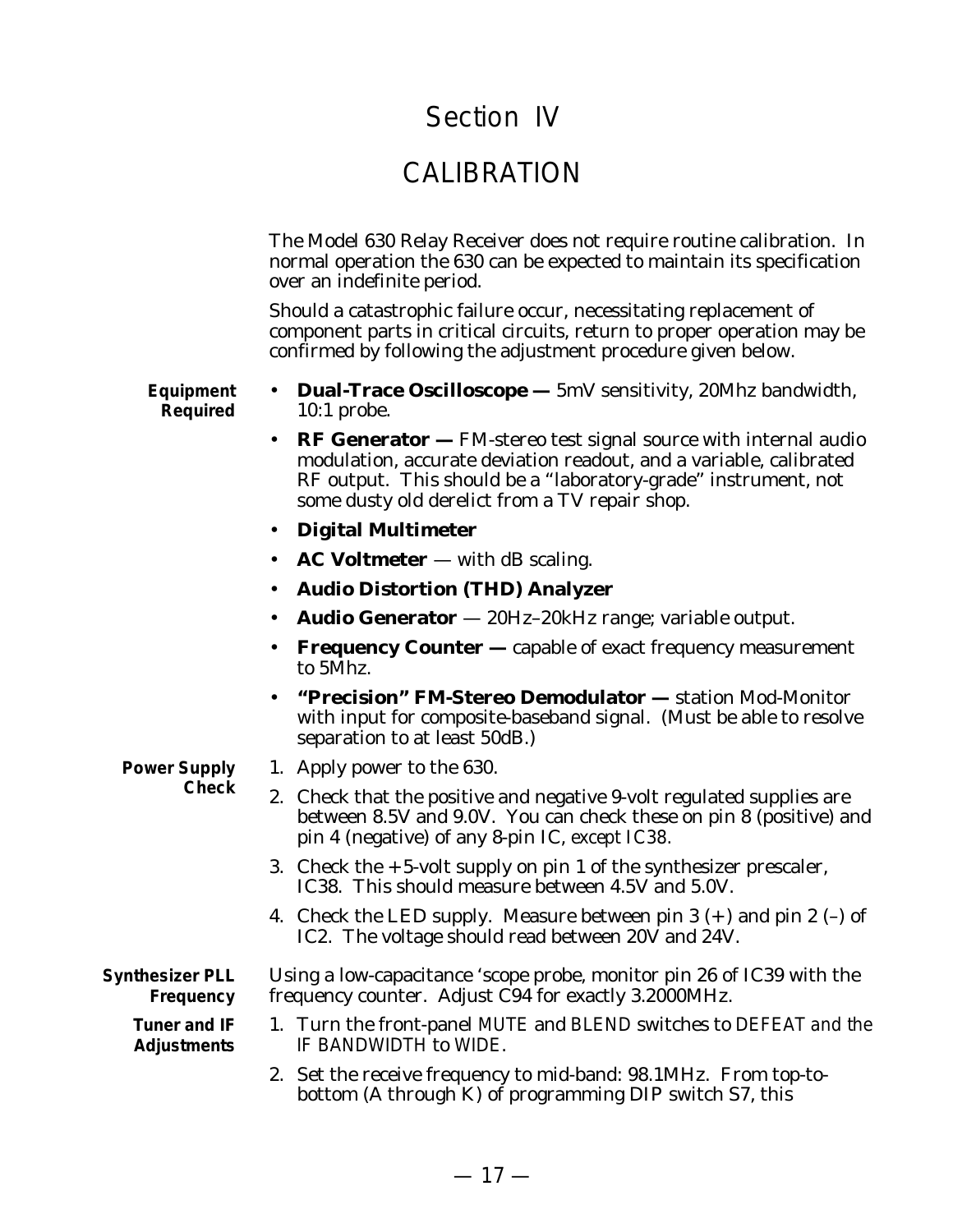# Section IV

# CALIBRATION

The Model 630 Relay Receiver does not require routine calibration. In normal operation the 630 can be expected to maintain its specification over an indefinite period.

Should a catastrophic failure occur, necessitating replacement of component parts in critical circuits, return to proper operation may be confirmed by following the adjustment procedure given below.

**Equipment Required**

- **Dual-Trace Oscilloscope —** 5mV sensitivity, 20Mhz bandwidth, 10:1 probe.
- **RF Generator —** FM-stereo test signal source with internal audio modulation, accurate deviation readout, and a variable, calibrated RF output. This should be a "laboratory-grade" instrument, not some dusty old derelict from a TV repair shop.
- **Digital Multimeter**
- **AC Voltmeter** — with dB scaling.
- **Audio Distortion (THD) Analyzer**
- **Audio Generator** — 20Hz–20kHz range; variable output.
- **Frequency Counter —** capable of exact frequency measurement to 5Mhz.
- **"Precision" FM-Stereo Demodulator —** station Mod-Monitor with input for composite-baseband signal. (Must be able to resolve separation to at least 50dB.)

**Power Supply Check**

1. Apply power to the 630.
2. Check that the positive and negative 9-volt regulated supplies are between 8.5V and 9.0V. You can check these on pin 8 (positive) and pin 4 (negative) of any 8-pin IC, *except IC38*.
3. Check the +5-volt supply on pin 1 of the synthesizer prescaler, IC38. This should measure between 4.5V and 5.0V.
4. Check the LED supply. Measure between pin 3 (+) and pin 2 (–) of IC2. The voltage should read between 20V and 24V.

**Synthesizer PLL Frequency**

Using a low-capacitance 'scope probe, monitor pin 26 of IC39 with the frequency counter. Adjust C94 for exactly 3.2000MHz.

**Tuner and IF Adjustments**

1. Turn the front-panel MUTE and BLEND switches to DEFEAT and the IF BANDWIDTH to WIDE.
2. Set the receive frequency to mid-band: 98.1MHz. From top-to-bottom (A through K) of programming DIP switch S7, this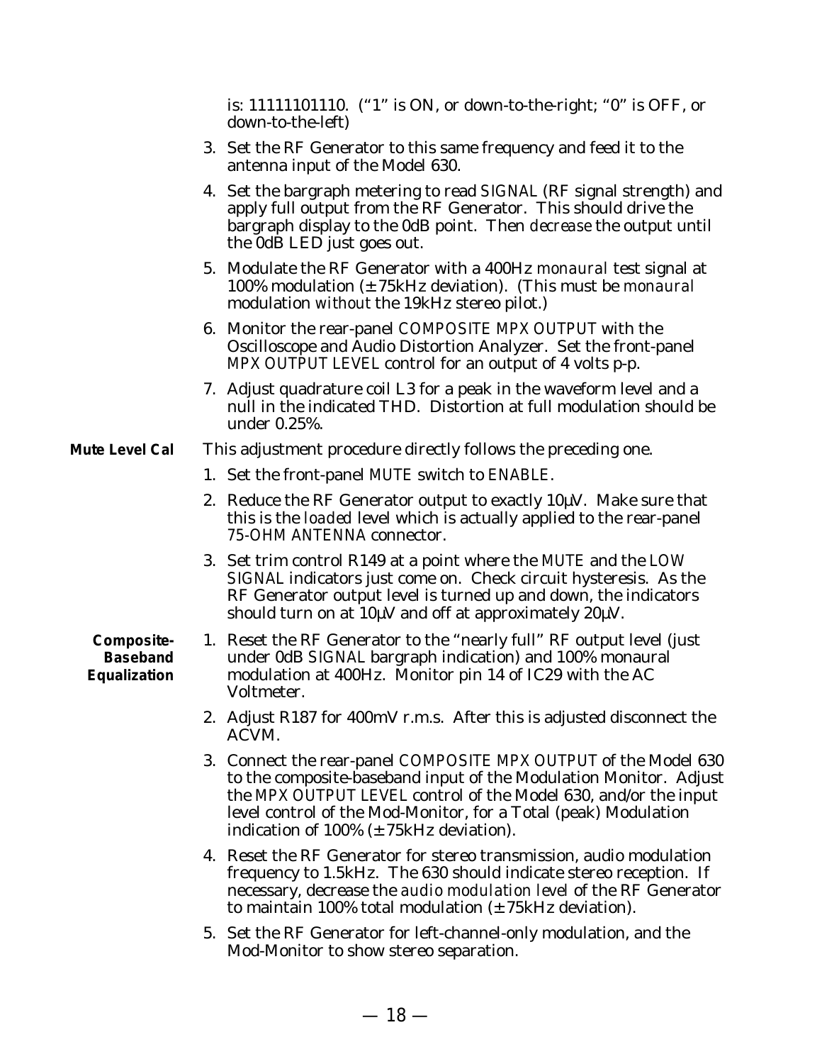is: 11111101110. (“1” is ON, or down-to-the-right; “0” is OFF, or down-to-the-left)

3. Set the RF Generator to this same frequency and feed it to the antenna input of the Model 630.
4. Set the bargraph metering to read *SIGNAL* (RF signal strength) and apply full output from the RF Generator. This should drive the bargraph display to the 0dB point. Then *decrease* the output until the 0dB LED just goes out.
5. Modulate the RF Generator with a 400Hz *monaural* test signal at 100% modulation (±75kHz deviation). (This must be *monaural* modulation *without* the 19kHz stereo pilot.)
6. Monitor the rear-panel *COMPOSITE MPX OUTPUT* with the Oscilloscope and Audio Distortion Analyzer. Set the front-panel *MPX OUTPUT LEVEL* control for an output of 4 volts p-p.
7. Adjust quadrature coil L3 for a peak in the waveform level and a null in the indicated THD. Distortion at full modulation should be under 0.25%.

**Mute Level Cal**

This adjustment procedure directly follows the preceding one.

1. Set the front-panel *MUTE* switch to *ENABLE*.
2. Reduce the RF Generator output to exactly 10µV. Make sure that this is the *loaded* level which is actually applied to the rear-panel *75-OHM ANTENNA* connector.
3. Set trim control R149 at a point where the *MUTE* and the *LOW SIGNAL* indicators just come on. Check circuit hysteresis. As the RF Generator output level is turned up and down, the indicators should turn on at 10µV and off at approximately 20µV.

**Composite-Baseband Equalization**

1. Reset the RF Generator to the “nearly full” RF output level (just under 0dB *SIGNAL* bargraph indication) and 100% monaural modulation at 400Hz. Monitor pin 14 of IC29 with the AC Voltmeter.
2. Adjust R187 for 400mV r.m.s. After this is adjusted disconnect the ACVM.
3. Connect the rear-panel *COMPOSITE MPX OUTPUT* of the Model 630 to the composite-baseband input of the Modulation Monitor. Adjust the *MPX OUTPUT LEVEL* control of the Model 630, and/or the input level control of the Mod-Monitor, for a Total (peak) Modulation indication of 100% (±75kHz deviation).
4. Reset the RF Generator for stereo transmission, audio modulation frequency to 1.5kHz. The 630 should indicate stereo reception. If necessary, decrease the *audio modulation level* of the RF Generator to maintain 100% total modulation (±75kHz deviation).
5. Set the RF Generator for left-channel-only modulation, and the Mod-Monitor to show stereo separation.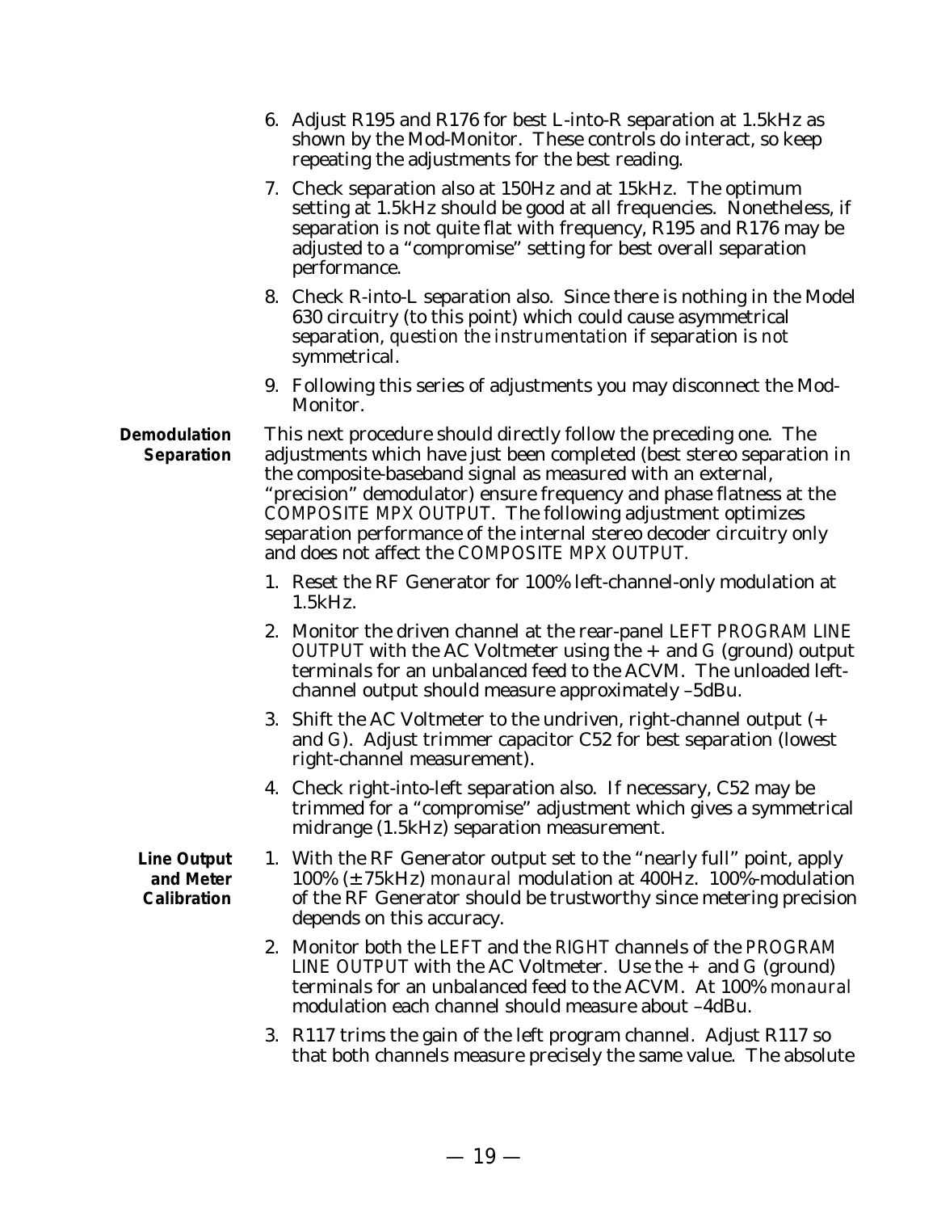6. Adjust R195 and R176 for best L-into-R separation at 1.5kHz as shown by the Mod-Monitor. These controls do interact, so keep repeating the adjustments for the best reading.

7. Check separation also at 150Hz and at 15kHz. The optimum setting at 1.5kHz should be good at all frequencies. Nonetheless, if separation is not quite flat with frequency, R195 and R176 may be adjusted to a "compromise" setting for best overall separation performance.

8. Check R-into-L separation also. Since there is nothing in the Model 630 circuitry (to this point) which could cause asymmetrical separation, *question the instrumentation* if separation is *not* symmetrical.

9. Following this series of adjustments you may disconnect the Mod-Monitor.

**Demodulation Separation**

This next procedure should directly follow the preceding one. The adjustments which have just been completed (best stereo separation in the composite-baseband signal as measured with an external, "precision" demodulator) ensure frequency and phase flatness at the *COMPOSITE MPX OUTPUT*. The following adjustment optimizes separation performance of the internal stereo decoder circuitry only and does not affect the *COMPOSITE MPX OUTPUT*.

1. Reset the RF Generator for 100% left-channel-only modulation at 1.5kHz.

2. Monitor the driven channel at the rear-panel *LEFT PROGRAM LINE OUTPUT* with the AC Voltmeter using the + and G (ground) output terminals for an unbalanced feed to the ACVM. The unloaded left-channel output should measure approximately –5dBu.

3. Shift the AC Voltmeter to the undriven, right-channel output (+ and G). Adjust trimmer capacitor C52 for best separation (lowest right-channel measurement).

4. Check right-into-left separation also. If necessary, C52 may be trimmed for a "compromise" adjustment which gives a symmetrical midrange (1.5kHz) separation measurement.

**Line Output and Meter Calibration**

1. With the RF Generator output set to the "nearly full" point, apply 100% (±75kHz) *monaural* modulation at 400Hz. 100%-modulation of the RF Generator should be trustworthy since metering precision depends on this accuracy.

2. Monitor both the *LEFT* and the *RIGHT* channels of the *PROGRAM LINE OUTPUT* with the AC Voltmeter. Use the + and G (ground) terminals for an unbalanced feed to the ACVM. At 100% *monaural* modulation each channel should measure about –4dBu.

3. R117 trims the gain of the left program channel. Adjust R117 so that both channels measure precisely the same value. The absolute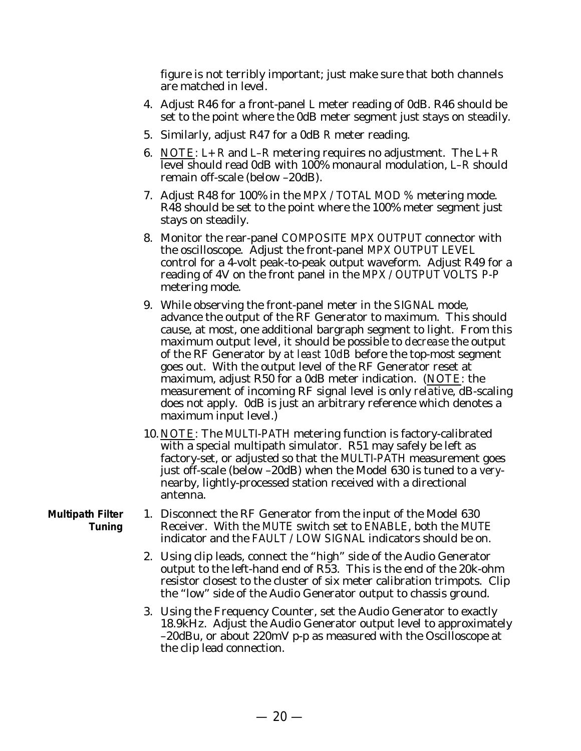figure is not terribly important; just make sure that both channels are matched in level.

4. Adjust R46 for a front-panel *L* meter reading of 0dB. R46 should be set to the point where the 0dB meter segment just stays on steadily.

5. Similarly, adjust R47 for a 0dB *R* meter reading.

6. NOTE: *L+R* and *L–R* metering requires no adjustment. The *L+R* level should read 0dB with 100% monaural modulation, *L–R* should remain off-scale (below –20dB).

7. Adjust R48 for 100% in the *MPX / TOTAL MOD %* metering mode. R48 should be set to the point where the 100% meter segment just stays on steadily.

8. Monitor the rear-panel *COMPOSITE MPX OUTPUT* connector with the oscilloscope. Adjust the front-panel *MPX OUTPUT LEVEL* control for a 4-volt peak-to-peak output waveform. Adjust R49 for a reading of 4V on the front panel in the *MPX / OUTPUT VOLTS P-P* metering mode.

9. While observing the front-panel meter in the *SIGNAL* mode, advance the output of the RF Generator to maximum. This should cause, at most, one additional bargraph segment to light. From this maximum output level, it should be possible to *decrease* the output of the RF Generator by *at least 10dB* before the top-most segment goes out. With the output level of the RF Generator reset at maximum, adjust R50 for a 0dB meter indication. (NOTE: the measurement of incoming RF signal level is only *relative*, dB-scaling does not apply. 0dB is just an arbitrary reference which denotes a maximum input level.)

10. NOTE: The *MULTI-PATH* metering function is factory-calibrated with a special multipath simulator. R51 may safely be left as factory-set, or adjusted so that the *MULTI-PATH* measurement goes just off-scale (below –20dB) when the Model 630 is tuned to a *very*-nearby, lightly-processed station received with a directional antenna.

**Multipath Filter Tuning**

1. Disconnect the RF Generator from the input of the Model 630 Receiver. With the *MUTE* switch set to *ENABLE*, both the *MUTE* indicator and the *FAULT / LOW SIGNAL* indicators should be on.

2. Using clip leads, connect the "high" side of the Audio Generator output to the left-hand end of R53. This is the end of the 20k-ohm resistor closest to the cluster of six meter calibration trimpots. Clip the "low" side of the Audio Generator output to chassis ground.

3. Using the Frequency Counter, set the Audio Generator to exactly 18.9kHz. Adjust the Audio Generator output level to approximately –20dBu, or about 220mV p-p as measured with the Oscilloscope at the clip lead connection.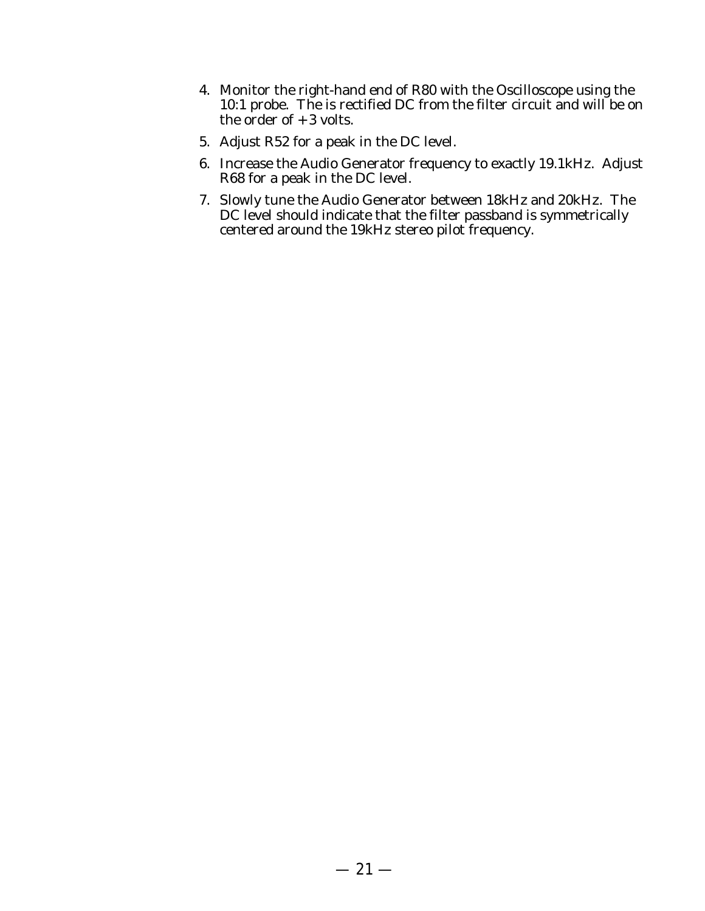4. Monitor the right-hand end of R80 with the Oscilloscope using the 10:1 probe. The is rectified DC from the filter circuit and will be on the order of +3 volts.
5. Adjust R52 for a peak in the DC level.
6. Increase the Audio Generator frequency to exactly 19.1kHz. Adjust R68 for a peak in the DC level.
7. Slowly tune the Audio Generator between 18kHz and 20kHz. The DC level should indicate that the filter passband is symmetrically centered around the 19kHz stereo pilot frequency.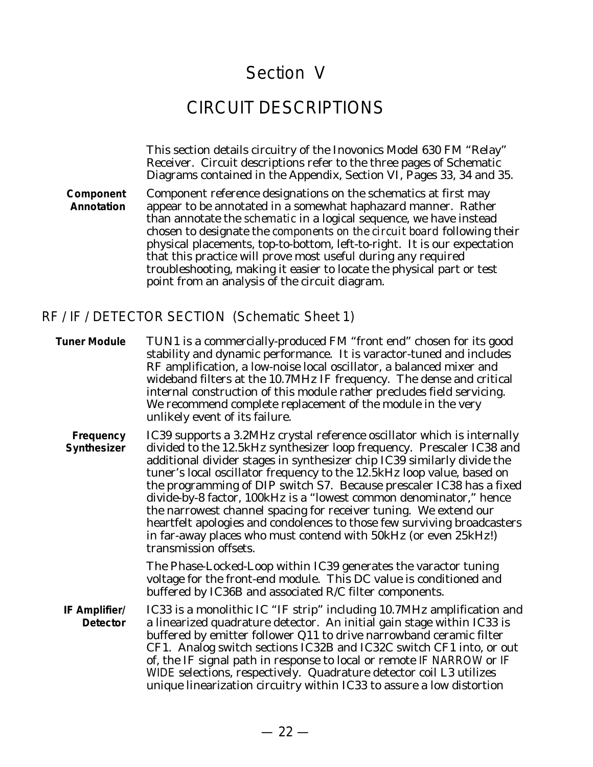# Section V

# CIRCUIT DESCRIPTIONS

This section details circuitry of the Inovonics Model 630 FM "Relay" Receiver. Circuit descriptions refer to the three pages of Schematic Diagrams contained in the Appendix, Section VI, Pages 33, 34 and 35.

**Component Annotation**

Component reference designations on the schematics at first may appear to be annotated in a somewhat haphazard manner. Rather than annotate the *schematic* in a logical sequence, we have instead chosen to designate the *components on the circuit board* following their physical placements, top-to-bottom, left-to-right. It is our expectation that this practice will prove most useful during any required troubleshooting, making it easier to locate the physical part or test point from an analysis of the circuit diagram.

## RF / IF / DETECTOR SECTION (Schematic Sheet 1)

**Tuner Module**

TUN1 is a commercially-produced FM "front end" chosen for its good stability and dynamic performance. It is varactor-tuned and includes RF amplification, a low-noise local oscillator, a balanced mixer and wideband filters at the 10.7MHz IF frequency. The dense and critical internal construction of this module rather precludes field servicing. We recommend complete replacement of the module in the very unlikely event of its failure.

**Frequency Synthesizer**

IC39 supports a 3.2MHz crystal reference oscillator which is internally divided to the 12.5kHz synthesizer loop frequency. Prescaler IC38 and additional divider stages in synthesizer chip IC39 similarly divide the tuner's local oscillator frequency to the 12.5kHz loop value, based on the programming of DIP switch S7. Because prescaler IC38 has a fixed divide-by-8 factor, 100kHz is a "lowest common denominator," hence the narrowest channel spacing for receiver tuning. We extend our heartfelt apologies and condolences to those few surviving broadcasters in far-away places who must contend with 50kHz (or even 25kHz!) transmission offsets.

The Phase-Locked-Loop within IC39 generates the varactor tuning voltage for the front-end module. This DC value is conditioned and buffered by IC36B and associated R/C filter components.

**IF Amplifier/ Detector**

IC33 is a monolithic IC "IF strip" including 10.7MHz amplification and a linearized quadrature detector. An initial gain stage within IC33 is buffered by emitter follower Q11 to drive narrowband ceramic filter CF1. Analog switch sections IC32B and IC32C switch CF1 into, or out of, the IF signal path in response to local or remote *IF NARROW* or *IF WIDE* selections, respectively. Quadrature detector coil L3 utilizes unique linearization circuitry within IC33 to assure a low distortion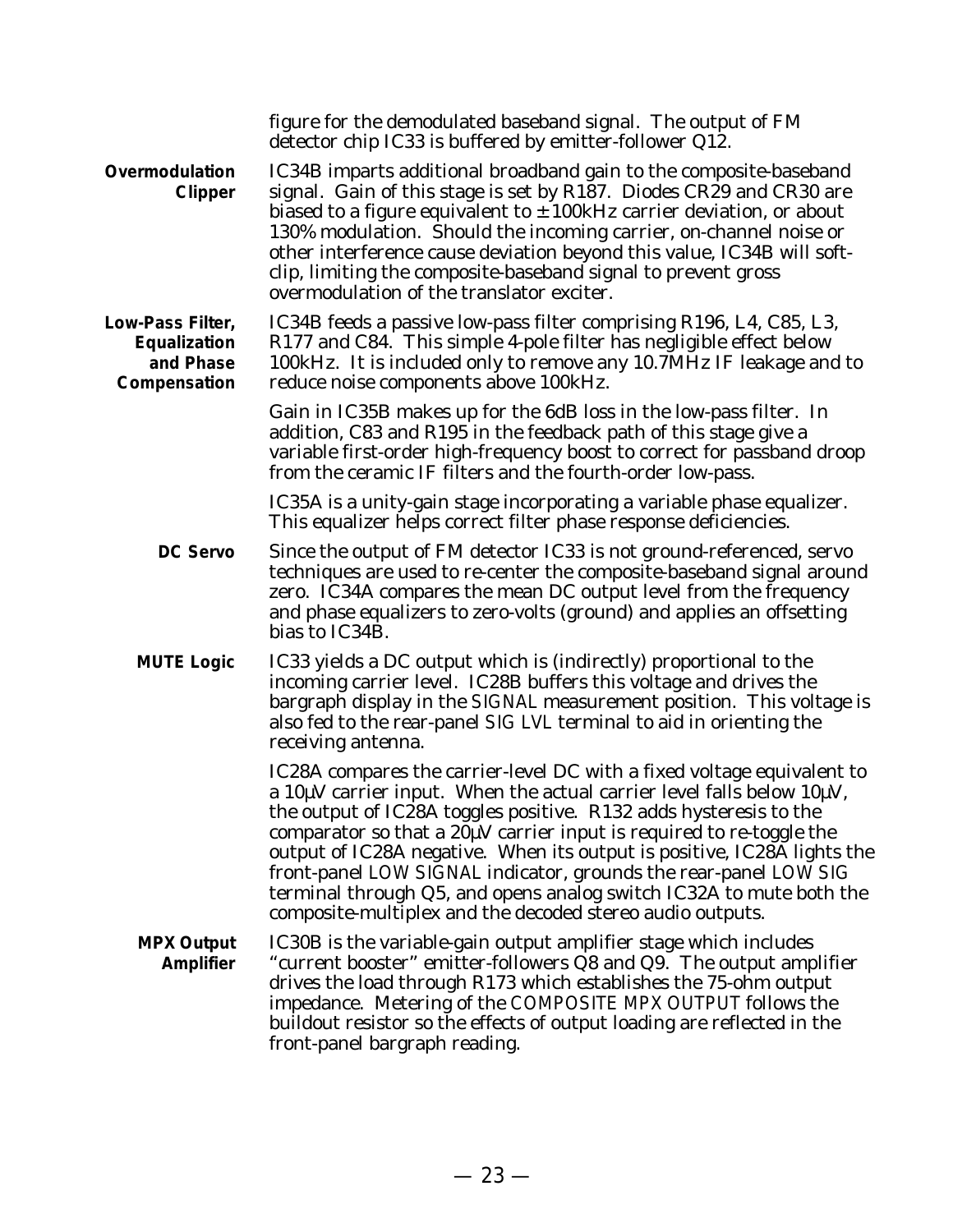figure for the demodulated baseband signal. The output of FM detector chip IC33 is buffered by emitter-follower Q12.

**Overmodulation Clipper**

IC34B imparts additional broadband gain to the composite-baseband signal. Gain of this stage is set by R187. Diodes CR29 and CR30 are biased to a figure equivalent to ±100kHz carrier deviation, or about 130% modulation. Should the incoming carrier, on-channel noise or other interference cause deviation beyond this value, IC34B will soft-clip, limiting the composite-baseband signal to prevent gross overmodulation of the translator exciter.

**Low-Pass Filter, Equalization and Phase Compensation**

IC34B feeds a passive low-pass filter comprising R196, L4, C85, L3, R177 and C84. This simple 4-pole filter has negligible effect below 100kHz. It is included only to remove any 10.7MHz IF leakage and to reduce noise components above 100kHz.

Gain in IC35B makes up for the 6dB loss in the low-pass filter. In addition, C83 and R195 in the feedback path of this stage give a variable first-order high-frequency boost to correct for passband droop from the ceramic IF filters and the fourth-order low-pass.

IC35A is a unity-gain stage incorporating a variable phase equalizer. This equalizer helps correct filter phase response deficiencies.

**DC Servo**

Since the output of FM detector IC33 is not ground-referenced, servo techniques are used to re-center the composite-baseband signal around zero. IC34A compares the mean DC output level from the frequency and phase equalizers to zero-volts (ground) and applies an offsetting bias to IC34B.

**MUTE Logic**

IC33 yields a DC output which is (indirectly) proportional to the incoming carrier level. IC28B buffers this voltage and drives the bargraph display in the *SIGNAL* measurement position. This voltage is also fed to the rear-panel *SIG LVL* terminal to aid in orienting the receiving antenna.

IC28A compares the carrier-level DC with a fixed voltage equivalent to a 10µV carrier input. When the actual carrier level falls below 10µV, the output of IC28A toggles positive. R132 adds hysteresis to the comparator so that a 20µV carrier input is required to re-toggle the output of IC28A negative. When its output is positive, IC28A lights the front-panel *LOW SIGNAL* indicator, grounds the rear-panel *LOW SIG* terminal through Q5, and opens analog switch IC32A to mute both the composite-multiplex and the decoded stereo audio outputs.

**MPX Output Amplifier**

IC30B is the variable-gain output amplifier stage which includes “current booster” emitter-followers Q8 and Q9. The output amplifier drives the load through R173 which establishes the 75-ohm output impedance. Metering of the *COMPOSITE MPX OUTPUT* follows the buildout resistor so the effects of output loading are reflected in the front-panel bargraph reading.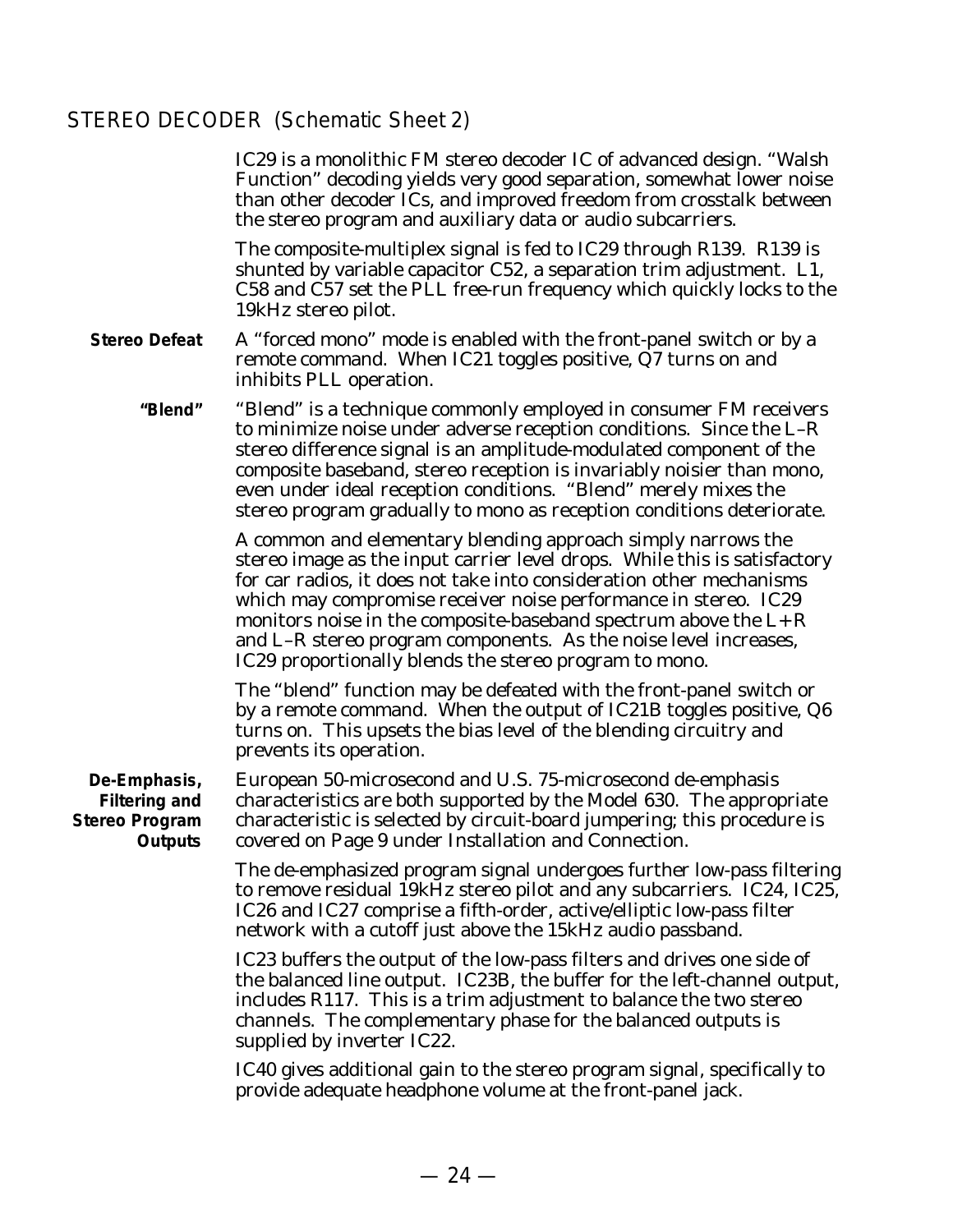## STEREO DECODER (Schematic Sheet 2)

IC29 is a monolithic FM stereo decoder IC of advanced design. "Walsh Function" decoding yields very good separation, somewhat lower noise than other decoder ICs, and improved freedom from crosstalk between the stereo program and auxiliary data or audio subcarriers.

The composite-multiplex signal is fed to IC29 through R139. R139 is shunted by variable capacitor C52, a separation trim adjustment. L1, C58 and C57 set the PLL free-run frequency which quickly locks to the 19kHz stereo pilot.

**Stereo Defeat** A "forced mono" mode is enabled with the front-panel switch or by a remote command. When IC21 toggles positive, Q7 turns on and inhibits PLL operation.

**"Blend"** "Blend" is a technique commonly employed in consumer FM receivers to minimize noise under adverse reception conditions. Since the L–R stereo difference signal is an amplitude-modulated component of the composite baseband, stereo reception is invariably noisier than mono, even under ideal reception conditions. "Blend" merely mixes the stereo program gradually to mono as reception conditions deteriorate.

A common and elementary blending approach simply narrows the stereo image as the input carrier level drops. While this is satisfactory for car radios, it does not take into consideration other mechanisms which may compromise receiver noise performance in stereo. IC29 monitors noise in the composite-baseband spectrum above the L+R and L–R stereo program components. As the noise level increases, IC29 proportionally blends the stereo program to mono.

The "blend" function may be defeated with the front-panel switch or by a remote command. When the output of IC21B toggles positive, Q6 turns on. This upsets the bias level of the blending circuitry and prevents its operation.

**De-Emphasis, Filtering and Stereo Program Outputs** European 50-microsecond and U.S. 75-microsecond de-emphasis characteristics are both supported by the Model 630. The appropriate characteristic is selected by circuit-board jumpering; this procedure is covered on Page 9 under Installation and Connection.

The de-emphasized program signal undergoes further low-pass filtering to remove residual 19kHz stereo pilot and any subcarriers. IC24, IC25, IC26 and IC27 comprise a fifth-order, active/elliptic low-pass filter network with a cutoff just above the 15kHz audio passband.

IC23 buffers the output of the low-pass filters and drives one side of the balanced line output. IC23B, the buffer for the left-channel output, includes R117. This is a trim adjustment to balance the two stereo channels. The complementary phase for the balanced outputs is supplied by inverter IC22.

IC40 gives additional gain to the stereo program signal, specifically to provide adequate headphone volume at the front-panel jack.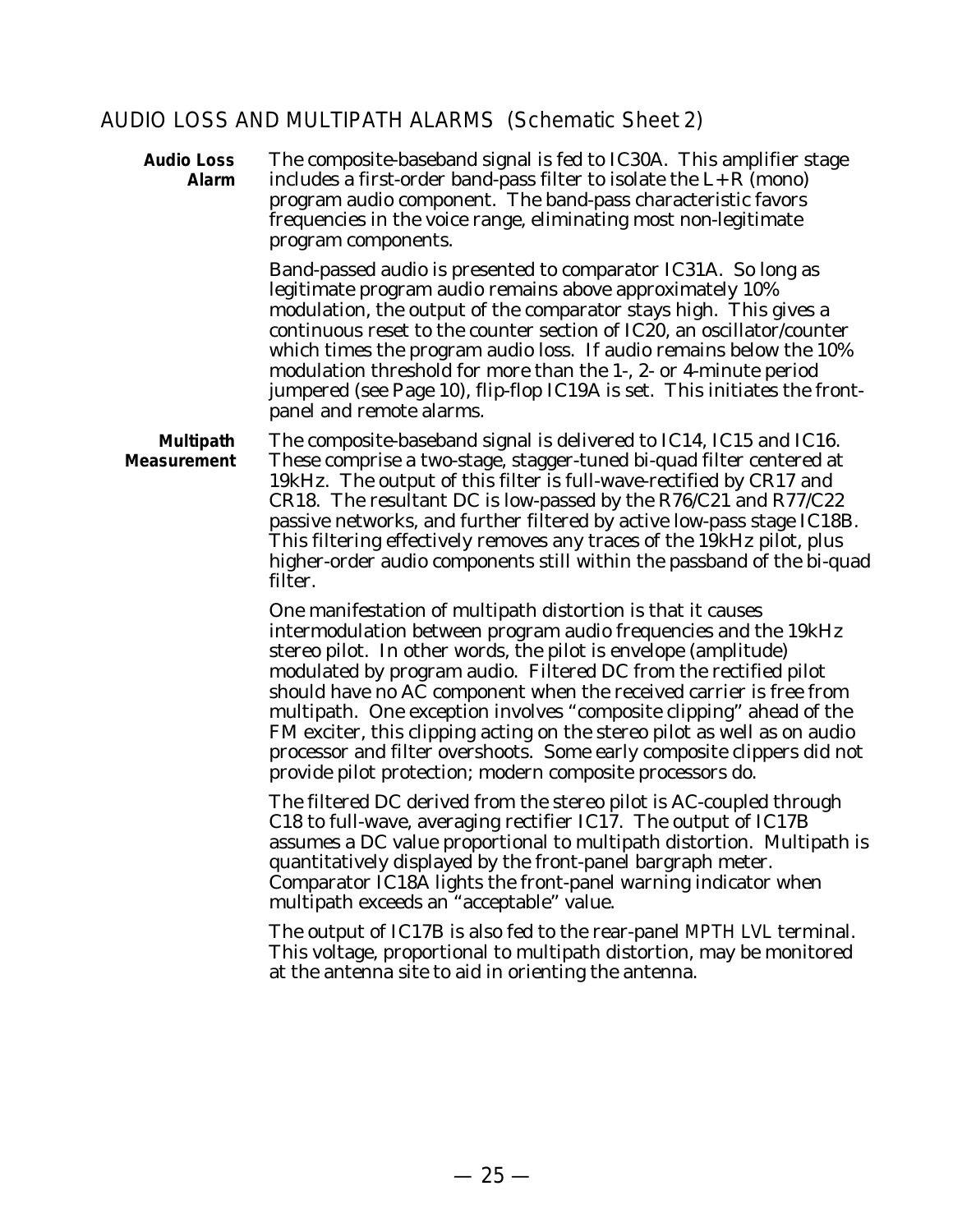## AUDIO LOSS AND MULTIPATH ALARMS (Schematic Sheet 2)

**Audio Loss Alarm**

The composite-baseband signal is fed to IC30A. This amplifier stage includes a first-order band-pass filter to isolate the L+R (mono) program audio component. The band-pass characteristic favors frequencies in the voice range, eliminating most non-legitimate program components.

Band-passed audio is presented to comparator IC31A. So long as legitimate program audio remains above approximately 10% modulation, the output of the comparator stays high. This gives a continuous reset to the counter section of IC20, an oscillator/counter which times the program audio loss. If audio remains below the 10% modulation threshold for more than the 1-, 2- or 4-minute period jumpered (see Page 10), flip-flop IC19A is set. This initiates the front-panel and remote alarms.

**Multipath Measurement**

The composite-baseband signal is delivered to IC14, IC15 and IC16. These comprise a two-stage, stagger-tuned bi-quad filter centered at 19kHz. The output of this filter is full-wave-rectified by CR17 and CR18. The resultant DC is low-passed by the R76/C21 and R77/C22 passive networks, and further filtered by active low-pass stage IC18B. This filtering effectively removes any traces of the 19kHz pilot, plus higher-order audio components still within the passband of the bi-quad filter.

One manifestation of multipath distortion is that it causes intermodulation between program audio frequencies and the 19kHz stereo pilot. In other words, the pilot is envelope (amplitude) modulated by program audio. Filtered DC from the rectified pilot should have no AC component when the received carrier is free from multipath. One exception involves "composite clipping" ahead of the FM exciter, this clipping acting on the stereo pilot as well as on audio processor and filter overshoots. Some early composite clippers did not provide pilot protection; modern composite processors do.

The filtered DC derived from the stereo pilot is AC-coupled through C18 to full-wave, averaging rectifier IC17. The output of IC17B assumes a DC value proportional to multipath distortion. Multipath is quantitatively displayed by the front-panel bargraph meter. Comparator IC18A lights the front-panel warning indicator when multipath exceeds an "acceptable" value.

The output of IC17B is also fed to the rear-panel MPTH LVL terminal. This voltage, proportional to multipath distortion, may be monitored at the antenna site to aid in orienting the antenna.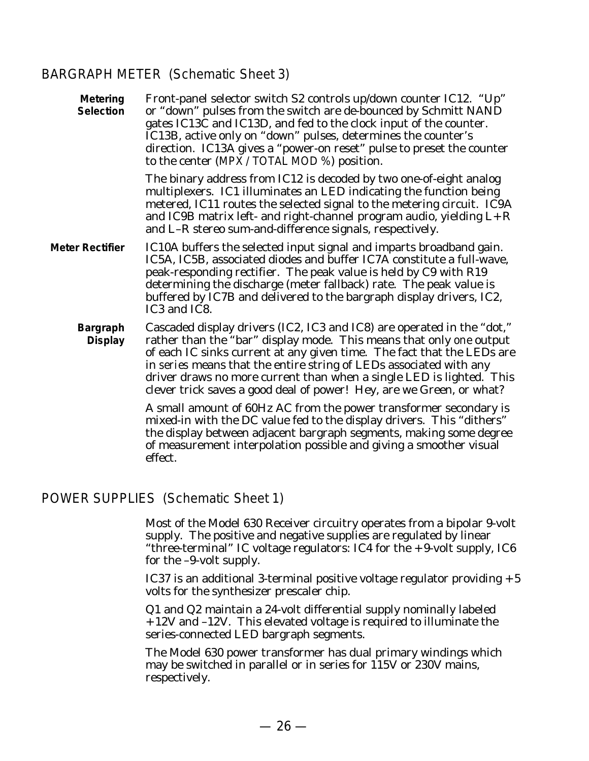## BARGRAPH METER *(Schematic Sheet 3)*

**Metering Selection** Front-panel selector switch S2 controls up/down counter IC12. "Up" or "down" pulses from the switch are de-bounced by Schmitt NAND gates IC13C and IC13D, and fed to the clock input of the counter. IC13B, active only on "down" pulses, determines the counter's direction. IC13A gives a "power-on reset" pulse to preset the counter to the center (*MPX / TOTAL MOD %*) position.

The binary address from IC12 is decoded by two one-of-eight analog multiplexers. IC1 illuminates an LED indicating the function being metered, IC11 routes the selected signal to the metering circuit. IC9A and IC9B matrix left- and right-channel program audio, yielding L+R and L–R stereo sum-and-difference signals, respectively.

**Meter Rectifier** IC10A buffers the selected input signal and imparts broadband gain. IC5A, IC5B, associated diodes and buffer IC7A constitute a full-wave, peak-responding rectifier. The peak value is held by C9 with R19 determining the discharge (meter fallback) rate. The peak value is buffered by IC7B and delivered to the bargraph display drivers, IC2, IC3 and IC8.

**Bargraph Display** Cascaded display drivers (IC2, IC3 and IC8) are operated in the "dot," rather than the "bar" display mode. This means that only *one* output of each IC sinks current at any given time. The fact that the LEDs are *in series* means that the entire string of LEDs associated with any driver draws no more current than when a single LED is lighted. This clever trick saves a good deal of power! Hey, are we Green, or what?

A small amount of 60Hz AC from the power transformer secondary is mixed-in with the DC value fed to the display drivers. This "dithers" the display between adjacent bargraph segments, making some degree of measurement interpolation possible and giving a smoother visual effect.

## POWER SUPPLIES *(Schematic Sheet 1)*

Most of the Model 630 Receiver circuitry operates from a bipolar 9-volt supply. The positive and negative supplies are regulated by linear "three-terminal" IC voltage regulators: IC4 for the +9-volt supply, IC6 for the –9-volt supply.

IC37 is an additional 3-terminal positive voltage regulator providing +5 volts for the synthesizer prescaler chip.

Q1 and Q2 maintain a 24-volt differential supply nominally labeled +12V and –12V. This elevated voltage is required to illuminate the series-connected LED bargraph segments.

The Model 630 power transformer has dual primary windings which may be switched in parallel or in series for 115V or 230V mains, respectively.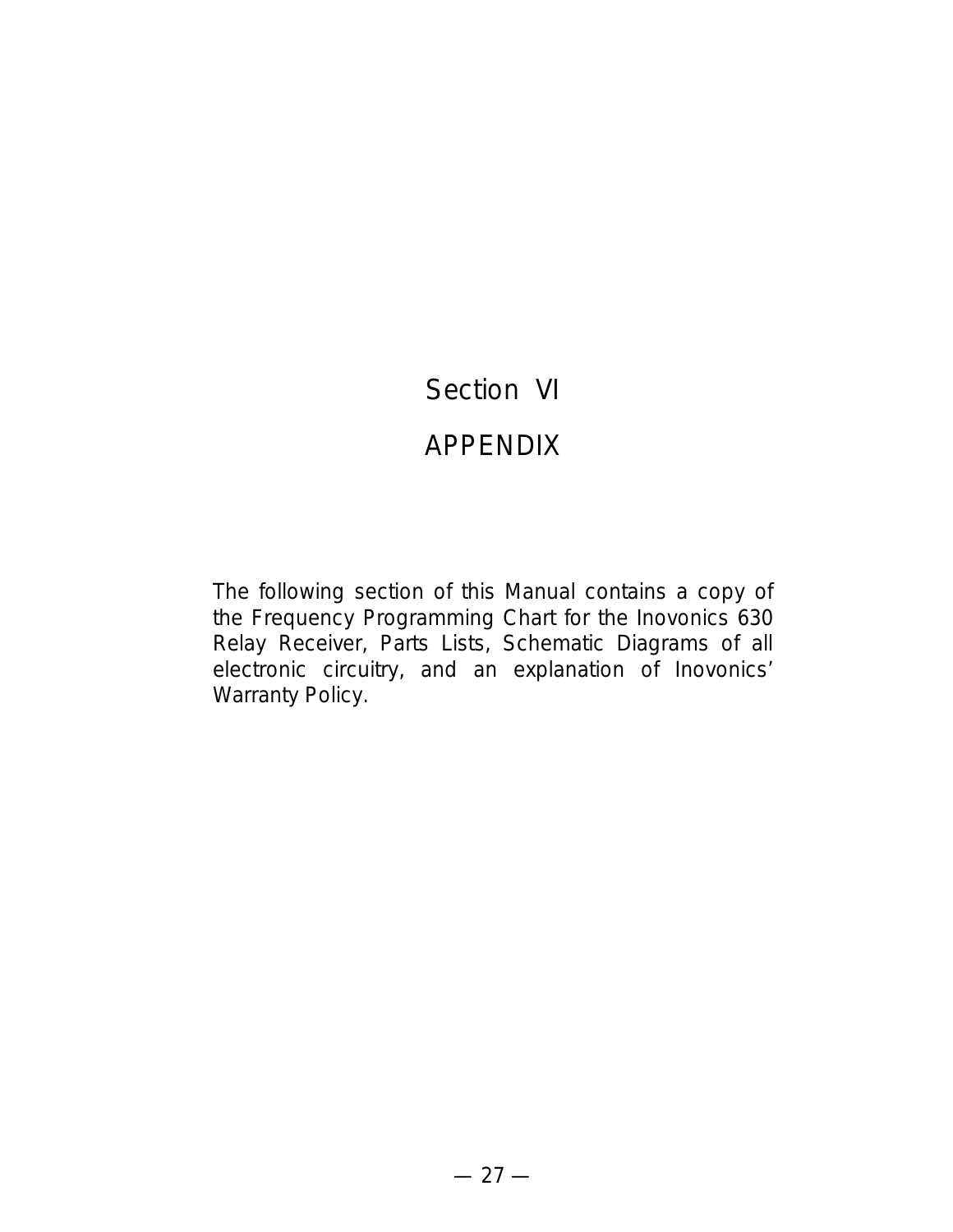# Section VI

# APPENDIX

The following section of this Manual contains a copy of the Frequency Programming Chart for the Inovonics 630 Relay Receiver, Parts Lists, Schematic Diagrams of all electronic circuitry, and an explanation of Inovonics' Warranty Policy.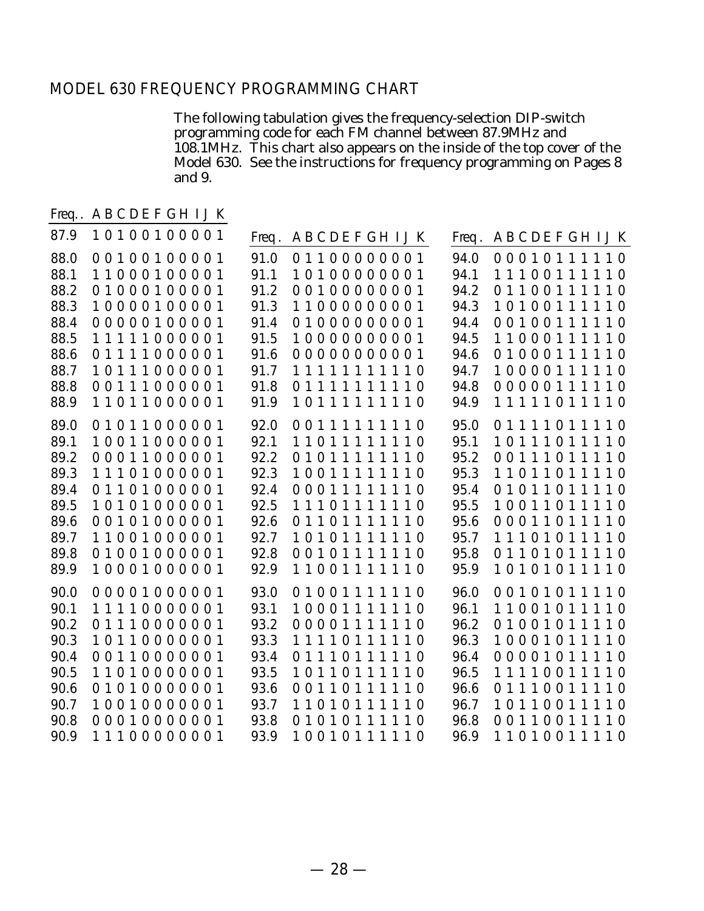## MODEL 630 FREQUENCY PROGRAMMING CHART

The following tabulation gives the frequency-selection DIP-switch programming code for each FM channel between 87.9MHz and 108.1MHz. This chart also appears on the inside of the top cover of the Model 630. See the instructions for frequency programming on Pages 8 and 9.

| Freq. | A B C D E F G H I J K |
|---|---|
| 87.9 | 1 0 1 0 0 1 0 0 0 0 1 |
| 88.0 | 0 0 1 0 0 1 0 0 0 0 1 |
| 88.1 | 1 1 0 0 0 1 0 0 0 0 1 |
| 88.2 | 0 1 0 0 0 1 0 0 0 0 1 |
| 88.3 | 1 0 0 0 0 1 0 0 0 0 1 |
| 88.4 | 0 0 0 0 0 1 0 0 0 0 1 |
| 88.5 | 1 1 1 1 1 0 0 0 0 0 1 |
| 88.6 | 0 1 1 1 1 0 0 0 0 0 1 |
| 88.7 | 1 0 1 1 1 0 0 0 0 0 1 |
| 88.8 | 0 0 1 1 1 0 0 0 0 0 1 |
| 88.9 | 1 1 0 1 1 0 0 0 0 0 1 |
| 89.0 | 0 1 0 1 1 0 0 0 0 0 1 |
| 89.1 | 1 0 0 1 1 0 0 0 0 0 1 |
| 89.2 | 0 0 0 1 1 0 0 0 0 0 1 |
| 89.3 | 1 1 1 0 1 0 0 0 0 0 1 |
| 89.4 | 0 1 1 0 1 0 0 0 0 0 1 |
| 89.5 | 1 0 1 0 1 0 0 0 0 0 1 |
| 89.6 | 0 0 1 0 1 0 0 0 0 0 1 |
| 89.7 | 1 1 0 0 1 0 0 0 0 0 1 |
| 89.8 | 0 1 0 0 1 0 0 0 0 0 1 |
| 89.9 | 1 0 0 0 1 0 0 0 0 0 1 |
| 90.0 | 0 0 0 0 1 0 0 0 0 0 1 |
| 90.1 | 1 1 1 1 0 0 0 0 0 0 1 |
| 90.2 | 0 1 1 1 0 0 0 0 0 0 1 |
| 90.3 | 1 0 1 1 0 0 0 0 0 0 1 |
| 90.4 | 0 0 1 1 0 0 0 0 0 0 1 |
| 90.5 | 1 1 0 1 0 0 0 0 0 0 1 |
| 90.6 | 0 1 0 1 0 0 0 0 0 0 1 |
| 90.7 | 1 0 0 1 0 0 0 0 0 0 1 |
| 90.8 | 0 0 0 1 0 0 0 0 0 0 1 |
| 90.9 | 1 1 1 0 0 0 0 0 0 0 1 |

| Freq. | A B C D E F G H I J K |
|---|---|
| 91.0 | 0 1 1 0 0 0 0 0 0 0 1 |
| 91.1 | 1 0 1 0 0 0 0 0 0 0 1 |
| 91.2 | 0 0 1 0 0 0 0 0 0 0 1 |
| 91.3 | 1 1 0 0 0 0 0 0 0 0 1 |
| 91.4 | 0 1 0 0 0 0 0 0 0 0 1 |
| 91.5 | 1 0 0 0 0 0 0 0 0 0 1 |
| 91.6 | 0 0 0 0 0 0 0 0 0 0 1 |
| 91.7 | 1 1 1 1 1 1 1 1 1 1 0 |
| 91.8 | 0 1 1 1 1 1 1 1 1 1 0 |
| 91.9 | 1 0 1 1 1 1 1 1 1 1 0 |
| 92.0 | 0 0 1 1 1 1 1 1 1 1 0 |
| 92.1 | 1 1 0 1 1 1 1 1 1 1 0 |
| 92.2 | 0 1 0 1 1 1 1 1 1 1 0 |
| 92.3 | 1 0 0 1 1 1 1 1 1 1 0 |
| 92.4 | 0 0 0 1 1 1 1 1 1 1 0 |
| 92.5 | 1 1 1 0 1 1 1 1 1 1 0 |
| 92.6 | 0 1 1 0 1 1 1 1 1 1 0 |
| 92.7 | 1 0 1 0 1 1 1 1 1 1 0 |
| 92.8 | 0 0 1 0 1 1 1 1 1 1 0 |
| 92.9 | 1 1 0 0 1 1 1 1 1 1 0 |
| 93.0 | 0 1 0 0 1 1 1 1 1 1 0 |
| 93.1 | 1 0 0 0 1 1 1 1 1 1 0 |
| 93.2 | 0 0 0 0 1 1 1 1 1 1 0 |
| 93.3 | 1 1 1 1 0 1 1 1 1 1 0 |
| 93.4 | 0 1 1 1 0 1 1 1 1 1 0 |
| 93.5 | 1 0 1 1 0 1 1 1 1 1 0 |
| 93.6 | 0 0 1 1 0 1 1 1 1 1 0 |
| 93.7 | 1 1 0 1 0 1 1 1 1 1 0 |
| 93.8 | 0 1 0 1 0 1 1 1 1 1 0 |
| 93.9 | 1 0 0 1 0 1 1 1 1 1 0 |

| Freq. | A B C D E F G H I J K |
|---|---|
| 94.0 | 0 0 0 1 0 1 1 1 1 1 0 |
| 94.1 | 1 1 1 0 0 1 1 1 1 1 0 |
| 94.2 | 0 1 1 0 0 1 1 1 1 1 0 |
| 94.3 | 1 0 1 0 0 1 1 1 1 1 0 |
| 94.4 | 0 0 1 0 0 1 1 1 1 1 0 |
| 94.5 | 1 1 0 0 0 1 1 1 1 1 0 |
| 94.6 | 0 1 0 0 0 1 1 1 1 1 0 |
| 94.7 | 1 0 0 0 0 1 1 1 1 1 0 |
| 94.8 | 0 0 0 0 0 1 1 1 1 1 0 |
| 94.9 | 1 1 1 1 1 0 1 1 1 1 0 |
| 95.0 | 0 1 1 1 1 0 1 1 1 1 0 |
| 95.1 | 1 0 1 1 1 0 1 1 1 1 0 |
| 95.2 | 0 0 1 1 1 0 1 1 1 1 0 |
| 95.3 | 1 1 0 1 1 0 1 1 1 1 0 |
| 95.4 | 0 1 0 1 1 0 1 1 1 1 0 |
| 95.5 | 1 0 0 1 1 0 1 1 1 1 0 |
| 95.6 | 0 0 0 1 1 0 1 1 1 1 0 |
| 95.7 | 1 1 1 0 1 0 1 1 1 1 0 |
| 95.8 | 0 1 1 0 1 0 1 1 1 1 0 |
| 95.9 | 1 0 1 0 1 0 1 1 1 1 0 |
| 96.0 | 0 0 1 0 1 0 1 1 1 1 0 |
| 96.1 | 1 1 0 0 1 0 1 1 1 1 0 |
| 96.2 | 0 1 0 0 1 0 1 1 1 1 0 |
| 96.3 | 1 0 0 0 1 0 1 1 1 1 0 |
| 96.4 | 0 0 0 0 1 0 1 1 1 1 0 |
| 96.5 | 1 1 1 1 0 0 1 1 1 1 0 |
| 96.6 | 0 1 1 1 0 0 1 1 1 1 0 |
| 96.7 | 1 0 1 1 0 0 1 1 1 1 0 |
| 96.8 | 0 0 1 1 0 0 1 1 1 1 0 |
| 96.9 | 1 1 0 1 0 0 1 1 1 1 0 |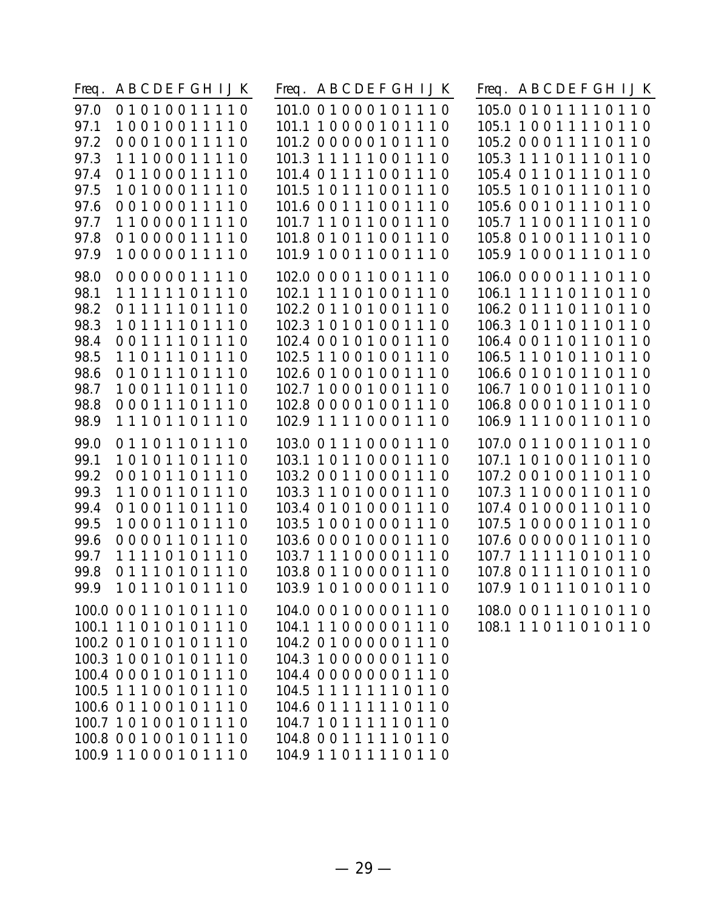| Freq. | A | B | C | D | E | F | G | H | I | J | K |
|---|---|---|---|---|---|---|---|---|---|---|---|
| 97.0 | 0 | 1 | 0 | 1 | 0 | 0 | 1 | 1 | 1 | 1 | 0 |
| 97.1 | 1 | 0 | 0 | 1 | 0 | 0 | 1 | 1 | 1 | 1 | 0 |
| 97.2 | 0 | 0 | 0 | 1 | 0 | 0 | 1 | 1 | 1 | 1 | 0 |
| 97.3 | 1 | 1 | 1 | 0 | 0 | 0 | 1 | 1 | 1 | 1 | 0 |
| 97.4 | 0 | 1 | 1 | 0 | 0 | 0 | 1 | 1 | 1 | 1 | 0 |
| 97.5 | 1 | 0 | 1 | 0 | 0 | 0 | 1 | 1 | 1 | 1 | 0 |
| 97.6 | 0 | 0 | 1 | 0 | 0 | 0 | 1 | 1 | 1 | 1 | 0 |
| 97.7 | 1 | 1 | 0 | 0 | 0 | 0 | 1 | 1 | 1 | 1 | 0 |
| 97.8 | 0 | 1 | 0 | 0 | 0 | 0 | 1 | 1 | 1 | 1 | 0 |
| 97.9 | 1 | 0 | 0 | 0 | 0 | 0 | 1 | 1 | 1 | 1 | 0 |
| 98.0 | 0 | 0 | 0 | 0 | 0 | 0 | 1 | 1 | 1 | 1 | 0 |
| 98.1 | 1 | 1 | 1 | 1 | 1 | 1 | 0 | 1 | 1 | 1 | 0 |
| 98.2 | 0 | 1 | 1 | 1 | 1 | 1 | 0 | 1 | 1 | 1 | 0 |
| 98.3 | 1 | 0 | 1 | 1 | 1 | 1 | 0 | 1 | 1 | 1 | 0 |
| 98.4 | 0 | 0 | 1 | 1 | 1 | 1 | 0 | 1 | 1 | 1 | 0 |
| 98.5 | 1 | 1 | 0 | 1 | 1 | 1 | 0 | 1 | 1 | 1 | 0 |
| 98.6 | 0 | 1 | 0 | 1 | 1 | 1 | 0 | 1 | 1 | 1 | 0 |
| 98.7 | 1 | 0 | 0 | 1 | 1 | 1 | 0 | 1 | 1 | 1 | 0 |
| 98.8 | 0 | 0 | 0 | 1 | 1 | 1 | 0 | 1 | 1 | 1 | 0 |
| 98.9 | 1 | 1 | 1 | 0 | 1 | 1 | 0 | 1 | 1 | 1 | 0 |
| 99.0 | 0 | 1 | 1 | 0 | 1 | 1 | 0 | 1 | 1 | 1 | 0 |
| 99.1 | 1 | 0 | 1 | 0 | 1 | 1 | 0 | 1 | 1 | 1 | 0 |
| 99.2 | 0 | 0 | 1 | 0 | 1 | 1 | 0 | 1 | 1 | 1 | 0 |
| 99.3 | 1 | 1 | 0 | 0 | 1 | 1 | 0 | 1 | 1 | 1 | 0 |
| 99.4 | 0 | 1 | 0 | 0 | 1 | 1 | 0 | 1 | 1 | 1 | 0 |
| 99.5 | 1 | 0 | 0 | 0 | 1 | 1 | 0 | 1 | 1 | 1 | 0 |
| 99.6 | 0 | 0 | 0 | 0 | 1 | 1 | 0 | 1 | 1 | 1 | 0 |
| 99.7 | 1 | 1 | 1 | 1 | 0 | 1 | 0 | 1 | 1 | 1 | 0 |
| 99.8 | 0 | 1 | 1 | 1 | 0 | 1 | 0 | 1 | 1 | 1 | 0 |
| 99.9 | 1 | 0 | 1 | 1 | 0 | 1 | 0 | 1 | 1 | 1 | 0 |
| 100.0 | 0 | 0 | 1 | 1 | 0 | 1 | 0 | 1 | 1 | 1 | 0 |
| 100.1 | 1 | 1 | 0 | 1 | 0 | 1 | 0 | 1 | 1 | 1 | 0 |
| 100.2 | 0 | 1 | 0 | 1 | 0 | 1 | 0 | 1 | 1 | 1 | 0 |
| 100.3 | 1 | 0 | 0 | 1 | 0 | 1 | 0 | 1 | 1 | 1 | 0 |
| 100.4 | 0 | 0 | 0 | 1 | 0 | 1 | 0 | 1 | 1 | 1 | 0 |
| 100.5 | 1 | 1 | 1 | 0 | 0 | 1 | 0 | 1 | 1 | 1 | 0 |
| 100.6 | 0 | 1 | 1 | 0 | 0 | 1 | 0 | 1 | 1 | 1 | 0 |
| 100.7 | 1 | 0 | 1 | 0 | 0 | 1 | 0 | 1 | 1 | 1 | 0 |
| 100.8 | 0 | 0 | 1 | 0 | 0 | 1 | 0 | 1 | 1 | 1 | 0 |
| 100.9 | 1 | 1 | 0 | 0 | 0 | 1 | 0 | 1 | 1 | 1 | 0 |

| Freq. | A | B | C | D | E | F | G | H | I | J | K |
|---|---|---|---|---|---|---|---|---|---|---|---|
| 101.0 | 0 | 1 | 0 | 0 | 0 | 1 | 0 | 1 | 1 | 1 | 0 |
| 101.1 | 1 | 0 | 0 | 0 | 0 | 1 | 0 | 1 | 1 | 1 | 0 |
| 101.2 | 0 | 0 | 0 | 0 | 0 | 1 | 0 | 1 | 1 | 1 | 0 |
| 101.3 | 1 | 1 | 1 | 1 | 1 | 0 | 0 | 1 | 1 | 1 | 0 |
| 101.4 | 0 | 1 | 1 | 1 | 1 | 0 | 0 | 1 | 1 | 1 | 0 |
| 101.5 | 1 | 0 | 1 | 1 | 1 | 0 | 0 | 1 | 1 | 1 | 0 |
| 101.6 | 0 | 0 | 1 | 1 | 1 | 0 | 0 | 1 | 1 | 1 | 0 |
| 101.7 | 1 | 1 | 0 | 1 | 1 | 0 | 0 | 1 | 1 | 1 | 0 |
| 101.8 | 0 | 1 | 0 | 1 | 1 | 0 | 0 | 1 | 1 | 1 | 0 |
| 101.9 | 1 | 0 | 0 | 1 | 1 | 0 | 0 | 1 | 1 | 1 | 0 |
| 102.0 | 0 | 0 | 0 | 1 | 1 | 0 | 0 | 1 | 1 | 1 | 0 |
| 102.1 | 1 | 1 | 1 | 0 | 1 | 0 | 0 | 1 | 1 | 1 | 0 |
| 102.2 | 0 | 1 | 1 | 0 | 1 | 0 | 0 | 1 | 1 | 1 | 0 |
| 102.3 | 1 | 0 | 1 | 0 | 1 | 0 | 0 | 1 | 1 | 1 | 0 |
| 102.4 | 0 | 0 | 1 | 0 | 1 | 0 | 0 | 1 | 1 | 1 | 0 |
| 102.5 | 1 | 1 | 0 | 0 | 1 | 0 | 0 | 1 | 1 | 1 | 0 |
| 102.6 | 0 | 1 | 0 | 0 | 1 | 0 | 0 | 1 | 1 | 1 | 0 |
| 102.7 | 1 | 0 | 0 | 0 | 1 | 0 | 0 | 1 | 1 | 1 | 0 |
| 102.8 | 0 | 0 | 0 | 0 | 1 | 0 | 0 | 1 | 1 | 1 | 0 |
| 102.9 | 1 | 1 | 1 | 1 | 0 | 0 | 0 | 1 | 1 | 1 | 0 |
| 103.0 | 0 | 1 | 1 | 1 | 0 | 0 | 0 | 1 | 1 | 1 | 0 |
| 103.1 | 1 | 0 | 1 | 1 | 0 | 0 | 0 | 1 | 1 | 1 | 0 |
| 103.2 | 0 | 0 | 1 | 1 | 0 | 0 | 0 | 1 | 1 | 1 | 0 |
| 103.3 | 1 | 1 | 0 | 1 | 0 | 0 | 0 | 1 | 1 | 1 | 0 |
| 103.4 | 0 | 1 | 0 | 1 | 0 | 0 | 0 | 1 | 1 | 1 | 0 |
| 103.5 | 1 | 0 | 0 | 1 | 0 | 0 | 0 | 1 | 1 | 1 | 0 |
| 103.6 | 0 | 0 | 0 | 1 | 0 | 0 | 0 | 1 | 1 | 1 | 0 |
| 103.7 | 1 | 1 | 1 | 0 | 0 | 0 | 0 | 1 | 1 | 1 | 0 |
| 103.8 | 0 | 1 | 1 | 0 | 0 | 0 | 0 | 1 | 1 | 1 | 0 |
| 103.9 | 1 | 0 | 1 | 0 | 0 | 0 | 0 | 1 | 1 | 1 | 0 |
| 104.0 | 0 | 0 | 1 | 0 | 0 | 0 | 0 | 1 | 1 | 1 | 0 |
| 104.1 | 1 | 1 | 0 | 0 | 0 | 0 | 0 | 1 | 1 | 1 | 0 |
| 104.2 | 0 | 1 | 0 | 0 | 0 | 0 | 0 | 1 | 1 | 1 | 0 |
| 104.3 | 1 | 0 | 0 | 0 | 0 | 0 | 0 | 1 | 1 | 1 | 0 |
| 104.4 | 0 | 0 | 0 | 0 | 0 | 0 | 0 | 1 | 1 | 1 | 0 |
| 104.5 | 1 | 1 | 1 | 1 | 1 | 1 | 1 | 0 | 1 | 1 | 0 |
| 104.6 | 0 | 1 | 1 | 1 | 1 | 1 | 1 | 0 | 1 | 1 | 0 |
| 104.7 | 1 | 0 | 1 | 1 | 1 | 1 | 1 | 0 | 1 | 1 | 0 |
| 104.8 | 0 | 0 | 1 | 1 | 1 | 1 | 1 | 0 | 1 | 1 | 0 |
| 104.9 | 1 | 1 | 0 | 1 | 1 | 1 | 1 | 0 | 1 | 1 | 0 |

| Freq. | A | B | C | D | E | F | G | H | I | J | K |
|---|---|---|---|---|---|---|---|---|---|---|---|
| 105.0 | 0 | 1 | 0 | 1 | 1 | 1 | 1 | 0 | 1 | 1 | 0 |
| 105.1 | 1 | 0 | 0 | 1 | 1 | 1 | 1 | 0 | 1 | 1 | 0 |
| 105.2 | 0 | 0 | 0 | 1 | 1 | 1 | 1 | 0 | 1 | 1 | 0 |
| 105.3 | 1 | 1 | 1 | 0 | 1 | 1 | 1 | 0 | 1 | 1 | 0 |
| 105.4 | 0 | 1 | 1 | 0 | 1 | 1 | 1 | 0 | 1 | 1 | 0 |
| 105.5 | 1 | 0 | 1 | 0 | 1 | 1 | 1 | 0 | 1 | 1 | 0 |
| 105.6 | 0 | 0 | 1 | 0 | 1 | 1 | 1 | 0 | 1 | 1 | 0 |
| 105.7 | 1 | 1 | 0 | 0 | 1 | 1 | 1 | 0 | 1 | 1 | 0 |
| 105.8 | 0 | 1 | 0 | 0 | 1 | 1 | 1 | 0 | 1 | 1 | 0 |
| 105.9 | 1 | 0 | 0 | 0 | 1 | 1 | 1 | 0 | 1 | 1 | 0 |
| 106.0 | 0 | 0 | 0 | 0 | 1 | 1 | 1 | 0 | 1 | 1 | 0 |
| 106.1 | 1 | 1 | 1 | 1 | 0 | 1 | 1 | 0 | 1 | 1 | 0 |
| 106.2 | 0 | 1 | 1 | 1 | 0 | 1 | 1 | 0 | 1 | 1 | 0 |
| 106.3 | 1 | 0 | 1 | 1 | 0 | 1 | 1 | 0 | 1 | 1 | 0 |
| 106.4 | 0 | 0 | 1 | 1 | 0 | 1 | 1 | 0 | 1 | 1 | 0 |
| 106.5 | 1 | 1 | 0 | 1 | 0 | 1 | 1 | 0 | 1 | 1 | 0 |
| 106.6 | 0 | 1 | 0 | 1 | 0 | 1 | 1 | 0 | 1 | 1 | 0 |
| 106.7 | 1 | 0 | 0 | 1 | 0 | 1 | 1 | 0 | 1 | 1 | 0 |
| 106.8 | 0 | 0 | 0 | 1 | 0 | 1 | 1 | 0 | 1 | 1 | 0 |
| 106.9 | 1 | 1 | 1 | 0 | 0 | 1 | 1 | 0 | 1 | 1 | 0 |
| 107.0 | 0 | 1 | 1 | 0 | 0 | 1 | 1 | 0 | 1 | 1 | 0 |
| 107.1 | 1 | 0 | 1 | 0 | 0 | 1 | 1 | 0 | 1 | 1 | 0 |
| 107.2 | 0 | 0 | 1 | 0 | 0 | 1 | 1 | 0 | 1 | 1 | 0 |
| 107.3 | 1 | 1 | 0 | 0 | 0 | 1 | 1 | 0 | 1 | 1 | 0 |
| 107.4 | 0 | 1 | 0 | 0 | 0 | 1 | 1 | 0 | 1 | 1 | 0 |
| 107.5 | 1 | 0 | 0 | 0 | 0 | 1 | 1 | 0 | 1 | 1 | 0 |
| 107.6 | 0 | 0 | 0 | 0 | 0 | 1 | 1 | 0 | 1 | 1 | 0 |
| 107.7 | 1 | 1 | 1 | 1 | 1 | 0 | 1 | 0 | 1 | 1 | 0 |
| 107.8 | 0 | 1 | 1 | 1 | 1 | 0 | 1 | 0 | 1 | 1 | 0 |
| 107.9 | 1 | 0 | 1 | 1 | 1 | 0 | 1 | 0 | 1 | 1 | 0 |
| 108.0 | 0 | 0 | 1 | 1 | 1 | 0 | 1 | 0 | 1 | 1 | 0 |
| 108.1 | 1 | 1 | 0 | 1 | 1 | 0 | 1 | 0 | 1 | 1 | 0 |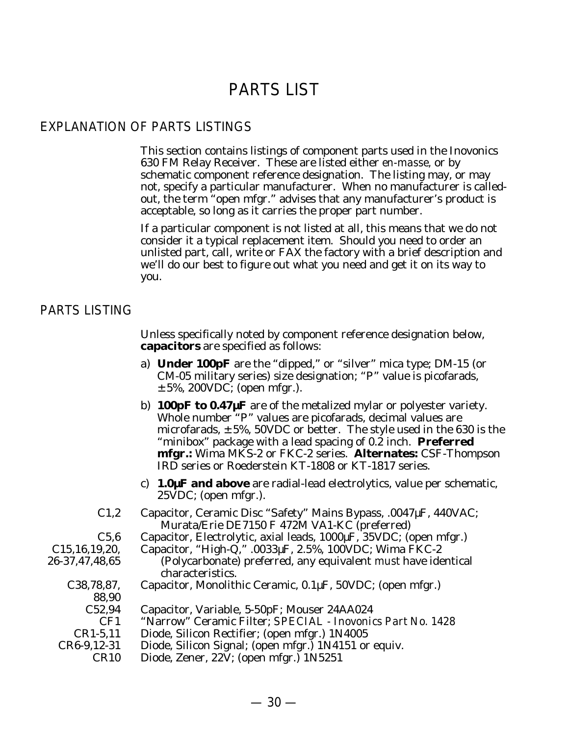# PARTS LIST

## EXPLANATION OF PARTS LISTINGS

This section contains listings of component parts used in the Inovonics 630 FM Relay Receiver. These are listed either *en-masse*, or by schematic component reference designation. The listing may, or may not, specify a particular manufacturer. When no manufacturer is called-out, the term "open mfgr." advises that any manufacturer's product is acceptable, so long as it carries the proper part number.

If a particular component is not listed at all, this means that we do not consider it a typical replacement item. Should you need to order an unlisted part, call, write or FAX the factory with a brief description and we'll do our best to figure out what you need and get it on its way to you.

## PARTS LISTING

Unless specifically noted by component reference designation below, **capacitors** are specified as follows:

a) **Under 100pF** are the "dipped," or "silver" mica type; DM-15 (or CM-05 military series) size designation; "P" value is picofarads, ±5%, 200VDC; (open mfgr.).

b) **100pF to 0.47µF** are of the metalized mylar or polyester variety. Whole number "P" values are picofarads, decimal values are microfarads, ±5%, 50VDC or better. The style used in the 630 is the "minibox" package with a lead spacing of 0.2 inch. **Preferred mfgr.:** Wima MKS-2 or FKC-2 series. **Alternates:** CSF-Thompson IRD series or Roederstein KT-1808 or KT-1817 series.

c) **1.0µF and above** are radial-lead electrolytics, value per schematic, 25VDC; (open mfgr.).

| | |
|---|---|
| C1,2 | Capacitor, Ceramic Disc "Safety" Mains Bypass, .0047µF, 440VAC; Murata/Erie DE7150 F 472M VA1-KC (preferred) |
| C5,6 | Capacitor, Electrolytic, axial leads, 1000µF, 35VDC; (open mfgr.) |
| C15,16,19,20, 26-37,47,48,65 | Capacitor, "High-Q," .0033µF, 2.5%, 100VDC; Wima FKC-2 (Polycarbonate) preferred, any equivalent *must* have identical characteristics. |
| C38,78,87, 88,90 | Capacitor, Monolithic Ceramic, 0.1µF, 50VDC; (open mfgr.) |
| C52,94 | Capacitor, Variable, 5-50pF; Mouser 24AA024 |
| CF1 | "Narrow" Ceramic Filter; *SPECIAL - Inovonics Part No. 1428* |
| CR1-5,11 | Diode, Silicon Rectifier; (open mfgr.) 1N4005 |
| CR6-9,12-31 | Diode, Silicon Signal; (open mfgr.) 1N4151 or equiv. |
| CR10 | Diode, Zener, 22V; (open mfgr.) 1N5251 |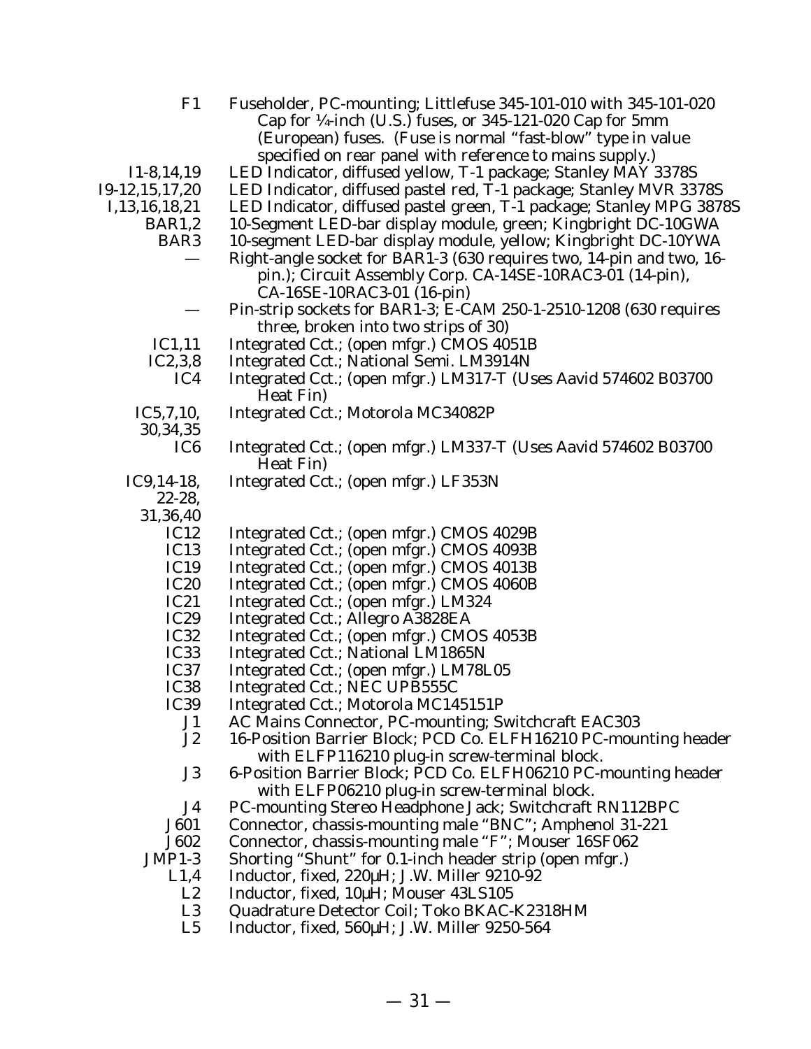| | |
|---|---|
| F1 | Fuseholder, PC-mounting; Littlefuse 345-101-010 with 345-101-020 Cap for ¼-inch (U.S.) fuses, or 345-121-020 Cap for 5mm (European) fuses. (Fuse is normal “fast-blow” type in value specified on rear panel with reference to mains supply.) |
| I1-8,14,19 | LED Indicator, diffused yellow, T-1 package; Stanley MAY 3378S |
| I9-12,15,17,20 | LED Indicator, diffused pastel red, T-1 package; Stanley MVR 3378S |
| I,13,16,18,21 | LED Indicator, diffused pastel green, T-1 package; Stanley MPG 3878S |
| BAR1,2 | 10-Segment LED-bar display module, green; Kingbright DC-10GWA |
| BAR3 | 10-segment LED-bar display module, yellow; Kingbright DC-10YWA |
| — | Right-angle socket for BAR1-3 (630 requires two, 14-pin and two, 16-pin.); Circuit Assembly Corp. CA-14SE-10RAC3-01 (14-pin), CA-16SE-10RAC3-01 (16-pin) |
| — | Pin-strip sockets for BAR1-3; E-CAM 250-1-2510-1208 (630 requires three, broken into two strips of 30) |
| IC1,11 | Integrated Cct.; (open mfgr.) CMOS 4051B |
| IC2,3,8 | Integrated Cct.; National Semi. LM3914N |
| IC4 | Integrated Cct.; (open mfgr.) LM317-T (Uses Aavid 574602 B03700 Heat Fin) |
| IC5,7,10, 30,34,35 | Integrated Cct.; Motorola MC34082P |
| IC6 | Integrated Cct.; (open mfgr.) LM337-T (Uses Aavid 574602 B03700 Heat Fin) |
| IC9,14-18, 22-28, 31,36,40 | Integrated Cct.; (open mfgr.) LF353N |
| IC12 | Integrated Cct.; (open mfgr.) CMOS 4029B |
| IC13 | Integrated Cct.; (open mfgr.) CMOS 4093B |
| IC19 | Integrated Cct.; (open mfgr.) CMOS 4013B |
| IC20 | Integrated Cct.; (open mfgr.) CMOS 4060B |
| IC21 | Integrated Cct.; (open mfgr.) LM324 |
| IC29 | Integrated Cct.; Allegro A3828EA |
| IC32 | Integrated Cct.; (open mfgr.) CMOS 4053B |
| IC33 | Integrated Cct.; National LM1865N |
| IC37 | Integrated Cct.; (open mfgr.) LM78L05 |
| IC38 | Integrated Cct.; NEC UPB555C |
| IC39 | Integrated Cct.; Motorola MC145151P |
| J1 | AC Mains Connector, PC-mounting; Switchcraft EAC303 |
| J2 | 16-Position Barrier Block; PCD Co. ELFH16210 PC-mounting header with ELFP116210 plug-in screw-terminal block. |
| J3 | 6-Position Barrier Block; PCD Co. ELFH06210 PC-mounting header with ELFP06210 plug-in screw-terminal block. |
| J4 | PC-mounting Stereo Headphone Jack; Switchcraft RN112BPC |
| J601 | Connector, chassis-mounting male “BNC”; Amphenol 31-221 |
| J602 | Connector, chassis-mounting male “F”; Mouser 16SF062 |
| JMP1-3 | Shorting “Shunt” for 0.1-inch header strip (open mfgr.) |
| L1,4 | Inductor, fixed, 220µH; J.W. Miller 9210-92 |
| L2 | Inductor, fixed, 10µH; Mouser 43LS105 |
| L3 | Quadrature Detector Coil; Toko BKAC-K2318HM |
| L5 | Inductor, fixed, 560µH; J.W. Miller 9250-564 |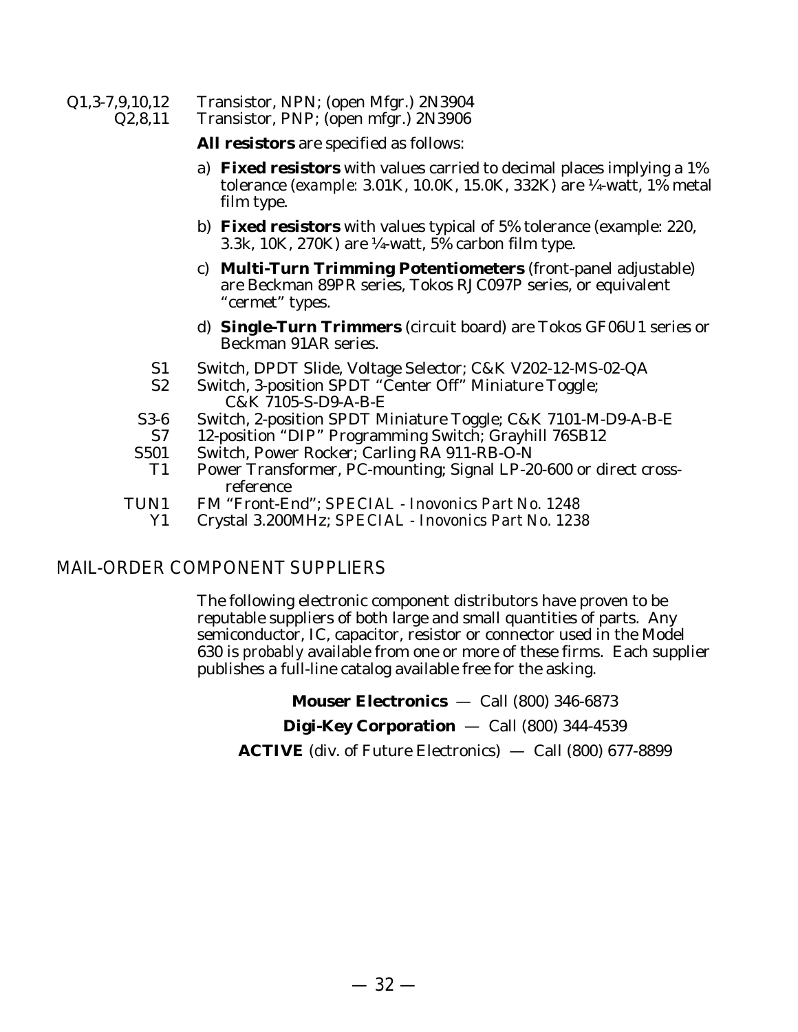| | |
|---|---|
| Q1,3-7,9,10,12 | Transistor, NPN; (open Mfgr.) 2N3904 |
| Q2,8,11 | Transistor, PNP; (open mfgr.) 2N3906 |

**All resistors** are specified as follows:

a) **Fixed resistors** with values carried to decimal places implying a 1% tolerance (*example*: 3.01K, 10.0K, 15.0K, 332K) are ¼-watt, 1% metal film type.

b) **Fixed resistors** with values typical of 5% tolerance (example: 220, 3.3k, 10K, 270K) are ¼-watt, 5% carbon film type.

c) **Multi-Turn Trimming Potentiometers** (front-panel adjustable) are Beckman 89PR series, Tokos RJC097P series, or equivalent "cermet" types.

d) **Single-Turn Trimmers** (circuit board) are Tokos GF06U1 series or Beckman 91AR series.

| | |
|---|---|
| S1 | Switch, DPDT Slide, Voltage Selector; C&K V202-12-MS-02-QA |
| S2 | Switch, 3-position SPDT "Center Off" Miniature Toggle; C&K 7105-S-D9-A-B-E |
| S3-6 | Switch, 2-position SPDT Miniature Toggle; C&K 7101-M-D9-A-B-E |
| S7 | 12-position "DIP" Programming Switch; Grayhill 76SB12 |
| S501 | Switch, Power Rocker; Carling RA 911-RB-O-N |
| T1 | Power Transformer, PC-mounting; Signal LP-20-600 or direct cross-reference |
| TUN1 | FM "Front-End"; *SPECIAL - Inovonics Part No. 1248* |
| Y1 | Crystal 3.200MHz; *SPECIAL - Inovonics Part No. 1238* |

## MAIL-ORDER COMPONENT SUPPLIERS

The following electronic component distributors have proven to be reputable suppliers of both large and small quantities of parts. Any semiconductor, IC, capacitor, resistor or connector used in the Model 630 is *probably* available from one or more of these firms. Each supplier publishes a full-line catalog available free for the asking.

**Mouser Electronics** — Call (800) 346-6873

**Digi-Key Corporation** — Call (800) 344-4539

**ACTIVE** (div. of Future Electronics) — Call (800) 677-8899